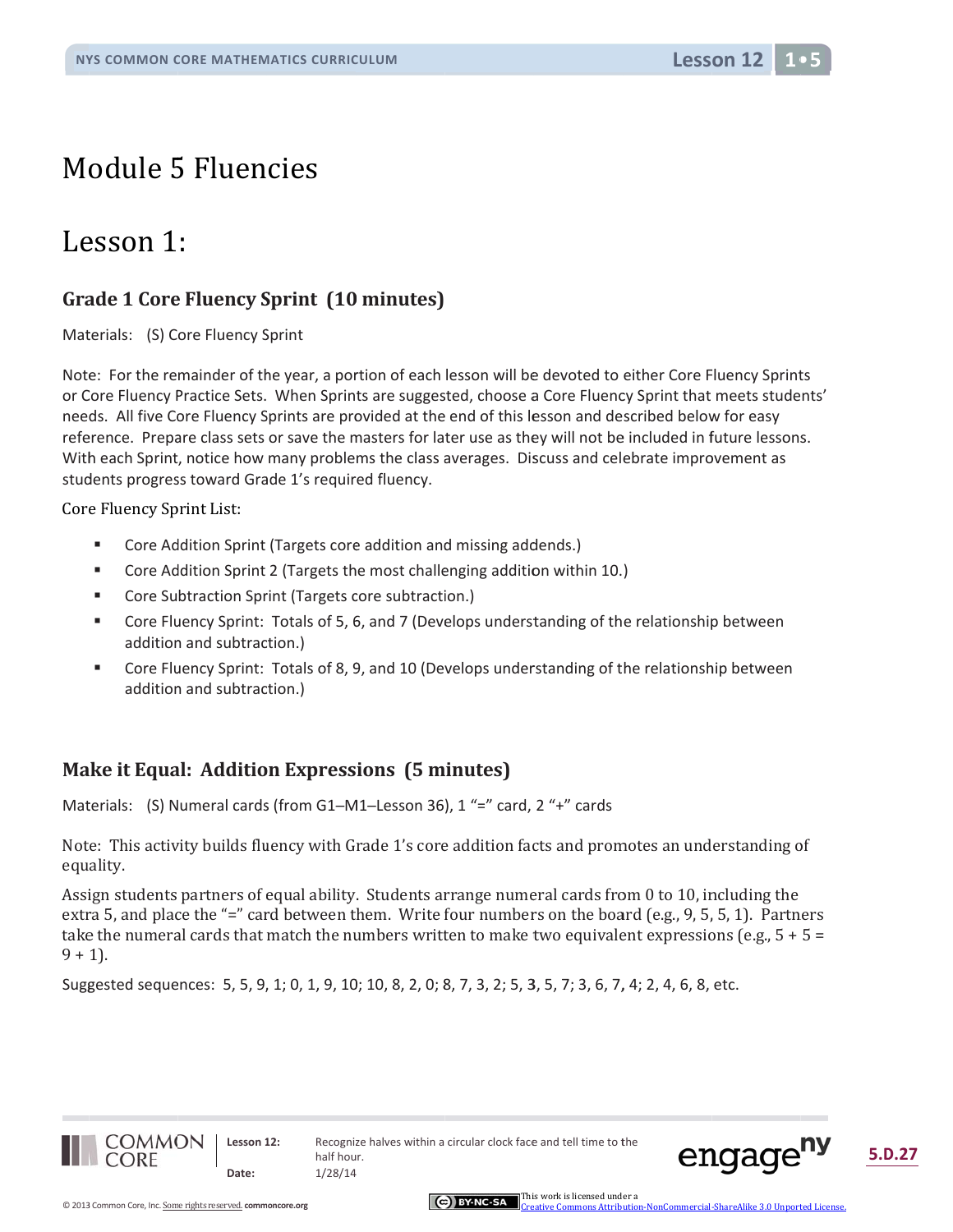# Module 5 Fluencies

# Lesson 1:

### Grade 1 Core Fluency Sprint (10 minutes)

Materials: (S) Core Fluency Sprint

Note: For the remainder of the year, a portion of each lesson will be devoted to either Core Fluency Sprints or Core Fluency Practice Sets. When Sprints are suggested, choose a Core Fluency Sprint that meets students' needs. All five Core Fluency Sprints are provided at the end of this lesson and described below for easy reference. Prepare class sets or save the masters for later use as they will not be included in future lessons. With each Sprint, notice how many problems the class averages. Discuss and celebrate improvement as students progress toward Grade 1's required fluency.

Core Fluency Sprint List:

- Core Addition Sprint (Targets core addition and missing addends.)
- Core Addition Sprint 2 (Targets the most challenging addition within 10.)
- Core Subtraction Sprint (Targets core subtraction.)
- Core Fluency Sprint: Totals of 5, 6, and 7 (Develops understanding of the relationship between addition and subtraction.)
- Core Fluency Sprint: Totals of 8, 9, and 10 (Develops understanding of the relationship between addition and subtraction.)

### Make it Equal: Addition Expressions (5 minutes)

Materials: (S) Numeral cards (from G1–M1–Lesson 36), 1 "=" card, 2 "+" cards

Note: This activity builds fluency with Grade 1's core addition facts and promotes an understanding of equality.

Assign students partners of equal ability. Students arrange numeral cards from 0 to 10, including the extra 5, and place the "=" card between them. Write four numbers on the board (e.g., 9, 5, 5, 1). Partners take the numeral cards that match the numbers written to make two equivalent expressions (e.g., 5 + 5 = 9 + 1).

Suggested sequences: 5, 5, 9, 1; 0, 1, 9, 10; 10, 8, 2, 0; 8, 7, 3, 2; 5, 3, 5, 7; 3, 6, 7, 4; 2, 4, 6, 8, etc.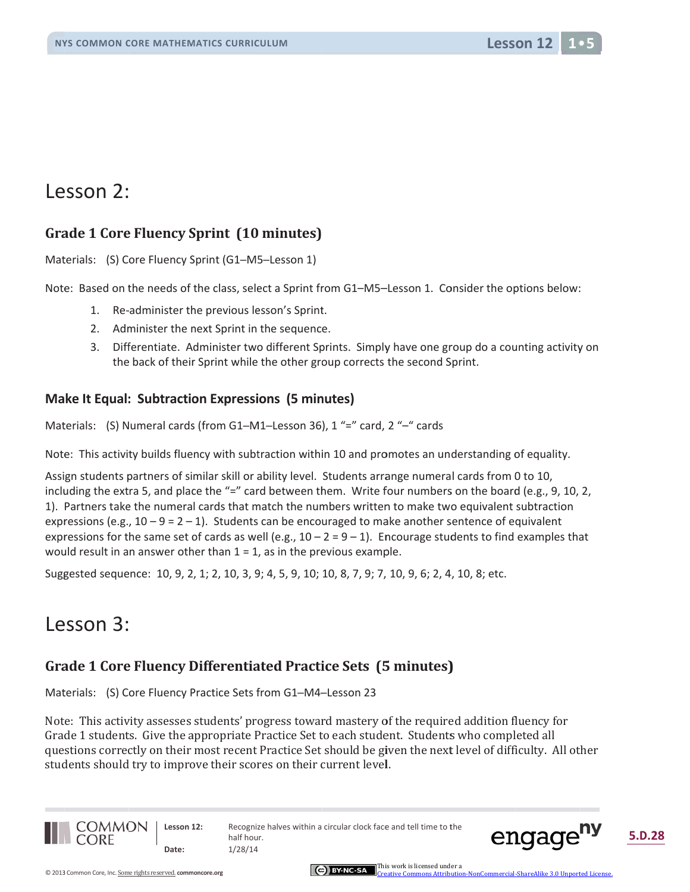# Lesson 2:

### Grade 1 Core Fluency Sprint (10 minutes)

Materials: (S) Core Fluency Sprint (G1–M5–Lesson 1)

Note: Based on the needs of the class, select a Sprint from G1–M5–Lesson 1. Consider the options below:

1. Re-administer the previous lesson's Sprint.
2. Administer the next Sprint in the sequence.
3. Differentiate. Administer two different Sprints. Simply have one group do a counting activity on the back of their Sprint while the other group corrects the second Sprint.

### Make It Equal: Subtraction Expressions (5 minutes)

Materials: (S) Numeral cards (from G1–M1–Lesson 36), 1 "=" card, 2 "–" cards

Note: This activity builds fluency with subtraction within 10 and promotes an understanding of equality.

Assign students partners of similar skill or ability level. Students arrange numeral cards from 0 to 10, including the extra 5, and place the "=" card between them. Write four numbers on the board (e.g., 9, 10, 2, 1). Partners take the numeral cards that match the numbers written to make two equivalent subtraction expressions (e.g., 10 – 9 = 2 – 1). Students can be encouraged to make another sentence of equivalent expressions for the same set of cards as well (e.g., 10 – 2 = 9 – 1). Encourage students to find examples that would result in an answer other than 1 = 1, as in the previous example.

Suggested sequence: 10, 9, 2, 1; 2, 10, 3, 9; 4, 5, 9, 10; 10, 8, 7, 9; 7, 10, 9, 6; 2, 4, 10, 8; etc.

# Lesson 3:

### Grade 1 Core Fluency Differentiated Practice Sets (5 minutes)

Materials: (S) Core Fluency Practice Sets from G1–M4–Lesson 23

Note: This activity assesses students' progress toward mastery of the required addition fluency for Grade 1 students. Give the appropriate Practice Set to each student. Students who completed all questions correctly on their most recent Practice Set should be given the next level of difficulty. All other students should try to improve their scores on their current level.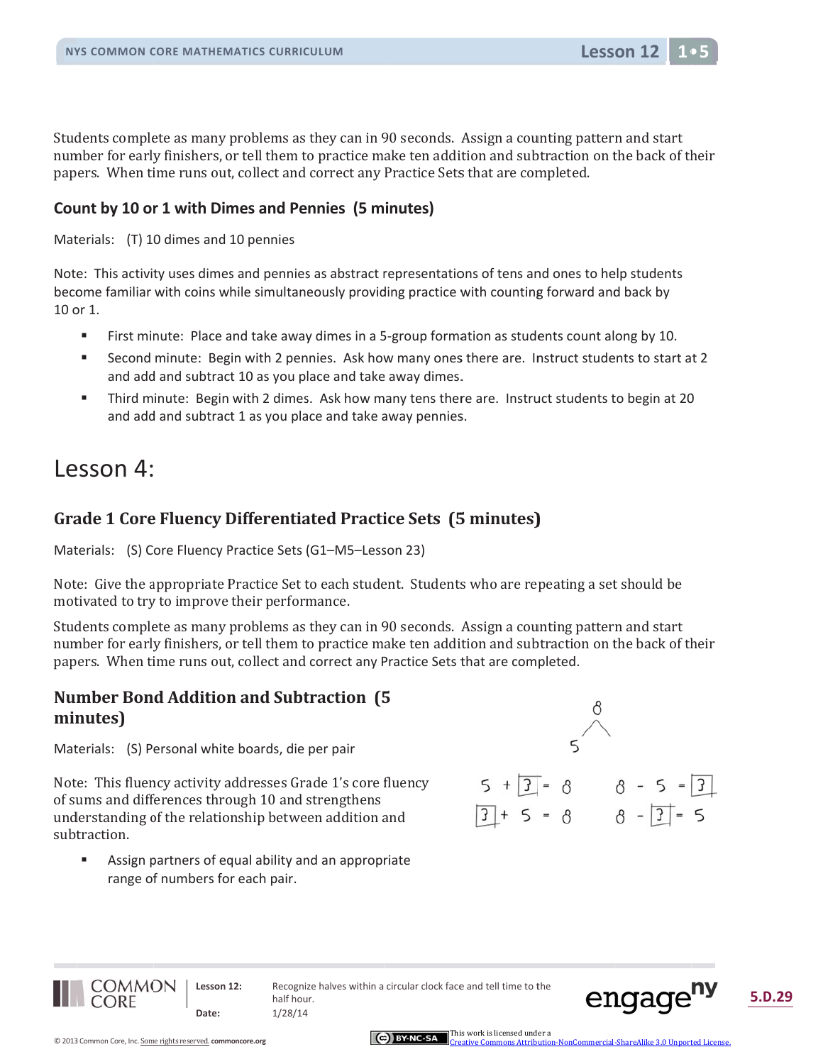Students complete as many problems as they can in 90 seconds. Assign a counting pattern and start number for early finishers, or tell them to practice make ten addition and subtraction on the back of their papers. When time runs out, collect and correct any Practice Sets that are completed.

### Count by 10 or 1 with Dimes and Pennies (5 minutes)

Materials: (T) 10 dimes and 10 pennies

Note: This activity uses dimes and pennies as abstract representations of tens and ones to help students become familiar with coins while simultaneously providing practice with counting forward and back by 10 or 1.

- First minute: Place and take away dimes in a 5-group formation as students count along by 10.
- Second minute: Begin with 2 pennies. Ask how many ones there are. Instruct students to start at 2 and add and subtract 10 as you place and take away dimes.
- Third minute: Begin with 2 dimes. Ask how many tens there are. Instruct students to begin at 20 and add and subtract 1 as you place and take away pennies.

## Lesson 4:

### Grade 1 Core Fluency Differentiated Practice Sets (5 minutes)

Materials: (S) Core Fluency Practice Sets (G1–M5–Lesson 23)

Note: Give the appropriate Practice Set to each student. Students who are repeating a set should be motivated to try to improve their performance.

Students complete as many problems as they can in 90 seconds. Assign a counting pattern and start number for early finishers, or tell them to practice make ten addition and subtraction on the back of their papers. When time runs out, collect and correct any Practice Sets that are completed.

### Number Bond Addition and Subtraction (5 minutes)

Materials: (S) Personal white boards, die per pair

Note: This fluency activity addresses Grade 1's core fluency of sums and differences through 10 and strengthens understanding of the relationship between addition and subtraction.

- Assign partners of equal ability and an appropriate range of numbers for each pair.

8

5

$5 + \boxed{3} = 8$ $8 - 5 = \boxed{3}$

$\boxed{3} + 5 = 8$ $8 - \boxed{3} = 5$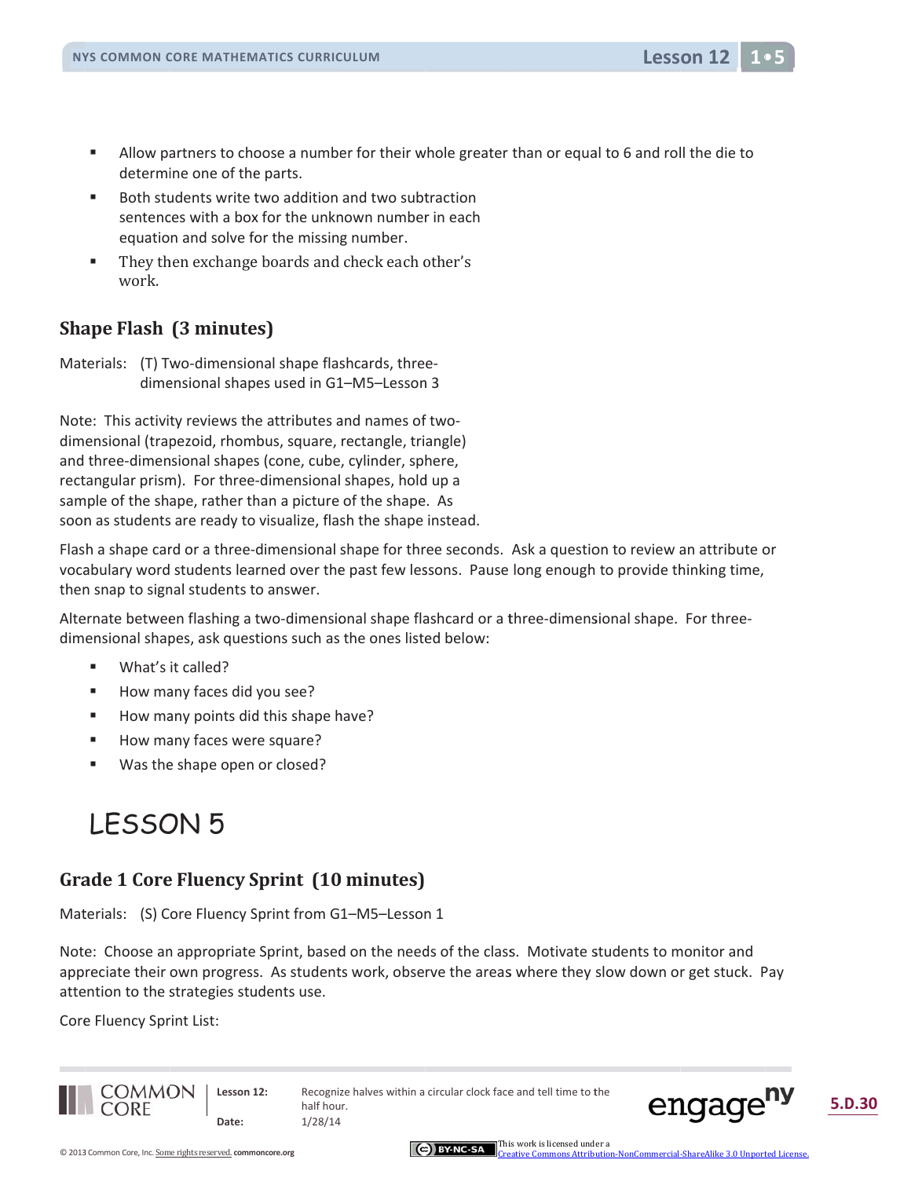- Allow partners to choose a number for their whole greater than or equal to 6 and roll the die to determine one of the parts.
- Both students write two addition and two subtraction sentences with a box for the unknown number in each equation and solve for the missing number.
- They then exchange boards and check each other's work.

### Shape Flash (3 minutes)

Materials: (T) Two-dimensional shape flashcards, three-dimensional shapes used in G1–M5–Lesson 3

Note: This activity reviews the attributes and names of two-dimensional (trapezoid, rhombus, square, rectangle, triangle) and three-dimensional shapes (cone, cube, cylinder, sphere, rectangular prism). For three-dimensional shapes, hold up a sample of the shape, rather than a picture of the shape. As soon as students are ready to visualize, flash the shape instead.

Flash a shape card or a three-dimensional shape for three seconds. Ask a question to review an attribute or vocabulary word students learned over the past few lessons. Pause long enough to provide thinking time, then snap to signal students to answer.

Alternate between flashing a two-dimensional shape flashcard or a three-dimensional shape. For three-dimensional shapes, ask questions such as the ones listed below:

- What's it called?
- How many faces did you see?
- How many points did this shape have?
- How many faces were square?
- Was the shape open or closed?

## LESSON 5

### Grade 1 Core Fluency Sprint (10 minutes)

Materials: (S) Core Fluency Sprint from G1–M5–Lesson 1

Note: Choose an appropriate Sprint, based on the needs of the class. Motivate students to monitor and appreciate their own progress. As students work, observe the areas where they slow down or get stuck. Pay attention to the strategies students use.

Core Fluency Sprint List: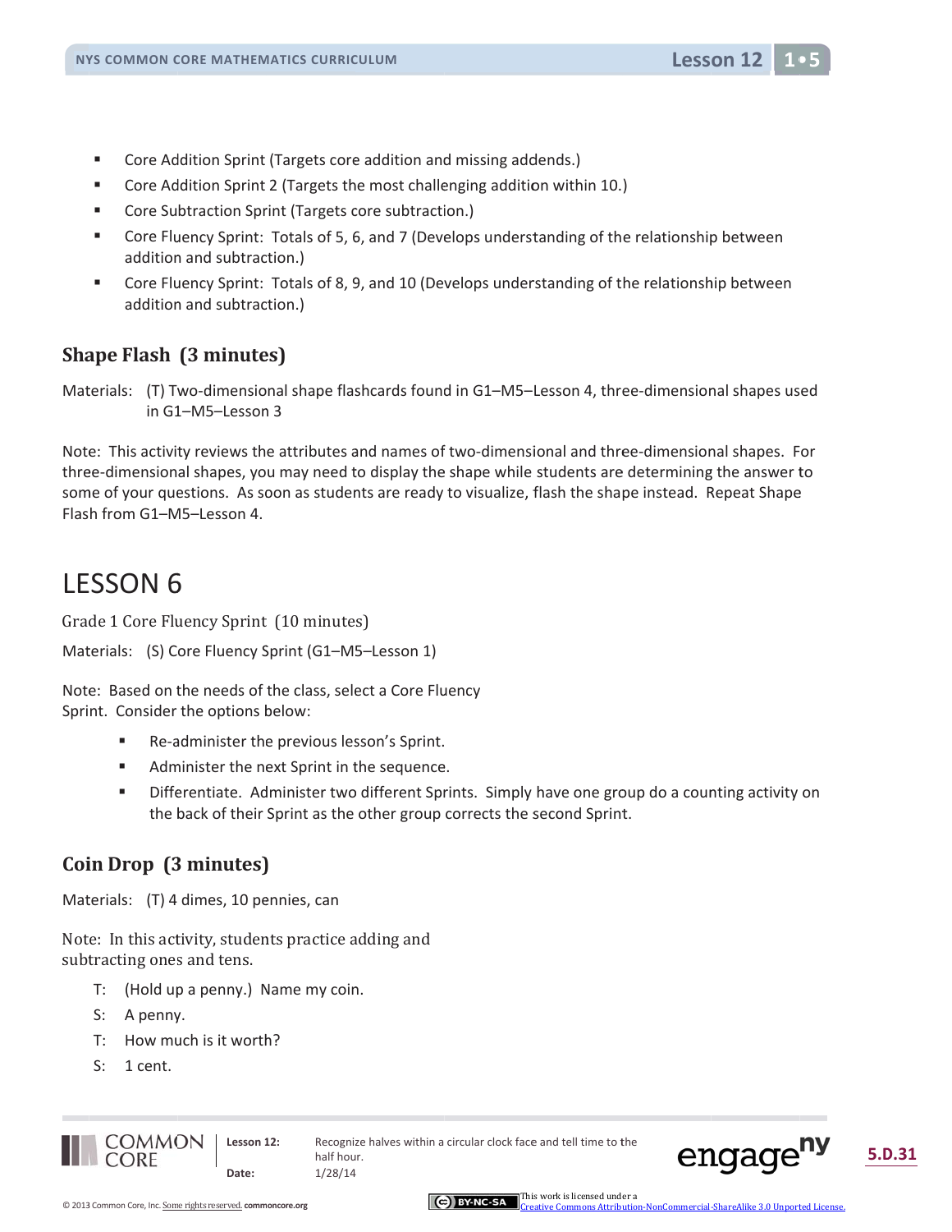- Core Addition Sprint (Targets core addition and missing addends.)
- Core Addition Sprint 2 (Targets the most challenging addition within 10.)
- Core Subtraction Sprint (Targets core subtraction.)
- Core Fluency Sprint: Totals of 5, 6, and 7 (Develops understanding of the relationship between addition and subtraction.)
- Core Fluency Sprint: Totals of 8, 9, and 10 (Develops understanding of the relationship between addition and subtraction.)

### Shape Flash (3 minutes)

Materials: (T) Two-dimensional shape flashcards found in G1–M5–Lesson 4, three-dimensional shapes used in G1–M5–Lesson 3

Note: This activity reviews the attributes and names of two-dimensional and three-dimensional shapes. For three-dimensional shapes, you may need to display the shape while students are determining the answer to some of your questions. As soon as students are ready to visualize, flash the shape instead. Repeat Shape Flash from G1–M5–Lesson 4.

## LESSON 6

Grade 1 Core Fluency Sprint (10 minutes)

Materials: (S) Core Fluency Sprint (G1–M5–Lesson 1)

Note: Based on the needs of the class, select a Core Fluency Sprint. Consider the options below:

- Re-administer the previous lesson's Sprint.
- Administer the next Sprint in the sequence.
- Differentiate. Administer two different Sprints. Simply have one group do a counting activity on the back of their Sprint as the other group corrects the second Sprint.

### Coin Drop (3 minutes)

Materials: (T) 4 dimes, 10 pennies, can

Note: In this activity, students practice adding and subtracting ones and tens.

T: (Hold up a penny.) Name my coin.

S: A penny.

T: How much is it worth?

S: 1 cent.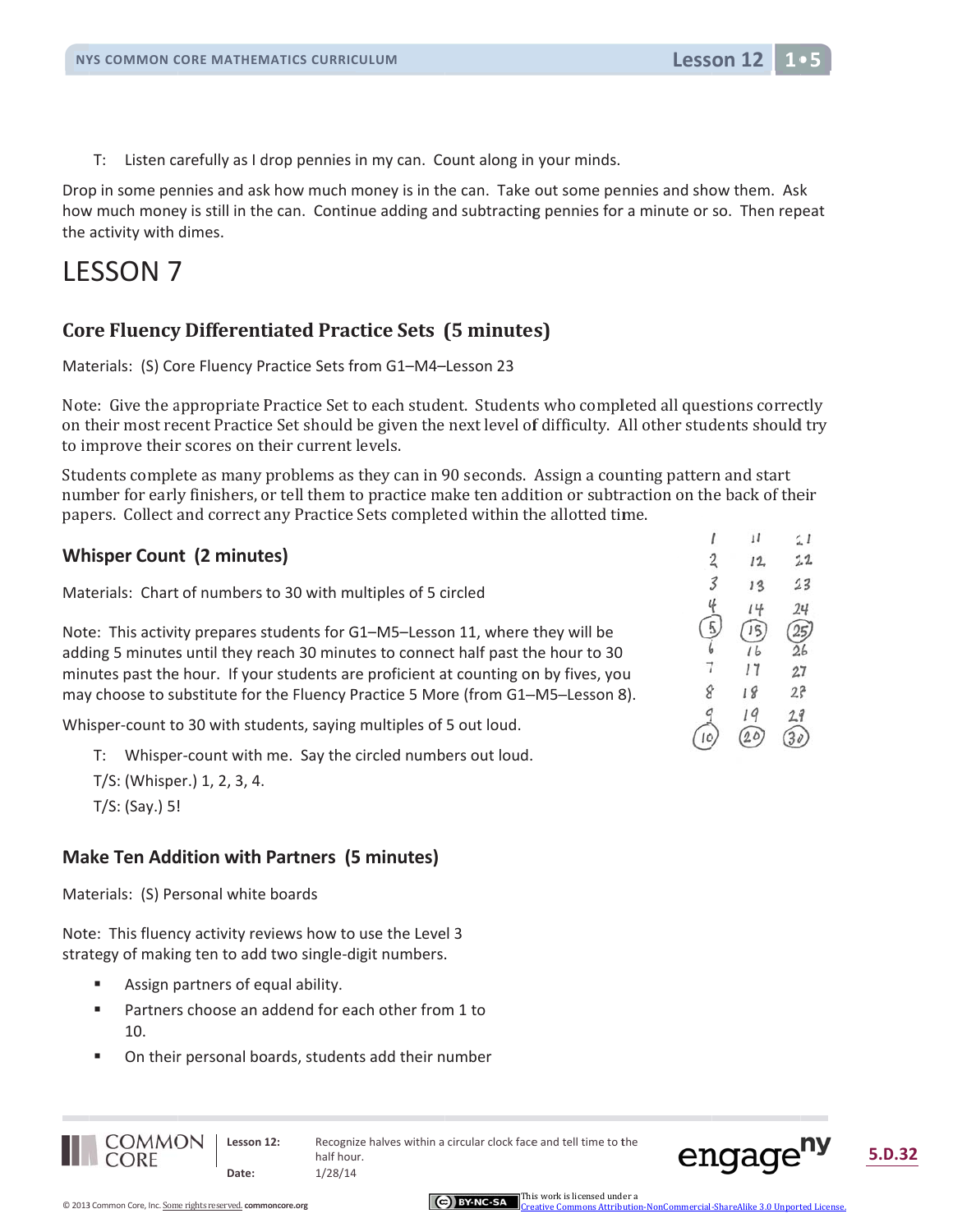T: Listen carefully as I drop pennies in my can. Count along in your minds.

Drop in some pennies and ask how much money is in the can. Take out some pennies and show them. Ask how much money is still in the can. Continue adding and subtracting pennies for a minute or so. Then repeat the activity with dimes.

# LESSON 7

### Core Fluency Differentiated Practice Sets (5 minutes)

Materials: (S) Core Fluency Practice Sets from G1–M4–Lesson 23

Note: Give the appropriate Practice Set to each student. Students who completed all questions correctly on their most recent Practice Set should be given the next level of difficulty. All other students should try to improve their scores on their current levels.

Students complete as many problems as they can in 90 seconds. Assign a counting pattern and start number for early finishers, or tell them to practice make ten addition or subtraction on the back of their papers. Collect and correct any Practice Sets completed within the allotted time.

### Whisper Count (2 minutes)

Materials: Chart of numbers to 30 with multiples of 5 circled

| | | |
|---|---|---|
| 1 | 11 | 21 |
| 2 | 12 | 22 |
| 3 | 13 | 23 |
| 4 | 14 | 24 |
| (5) | (15) | (25) |
| 6 | 16 | 26 |
| 7 | 17 | 27 |
| 8 | 18 | 28 |
| 9 | 19 | 29 |
| (10) | (20) | (30) |

Note: This activity prepares students for G1–M5–Lesson 11, where they will be adding 5 minutes until they reach 30 minutes to connect half past the hour to 30 minutes past the hour. If your students are proficient at counting on by fives, you may choose to substitute for the Fluency Practice 5 More (from G1–M5–Lesson 8).

Whisper-count to 30 with students, saying multiples of 5 out loud.

T: Whisper-count with me. Say the circled numbers out loud.

T/S: (Whisper.) 1, 2, 3, 4.

T/S: (Say.) 5!

### Make Ten Addition with Partners (5 minutes)

Materials: (S) Personal white boards

Note: This fluency activity reviews how to use the Level 3 strategy of making ten to add two single-digit numbers.

- Assign partners of equal ability.
- Partners choose an addend for each other from 1 to 10.
- On their personal boards, students add their number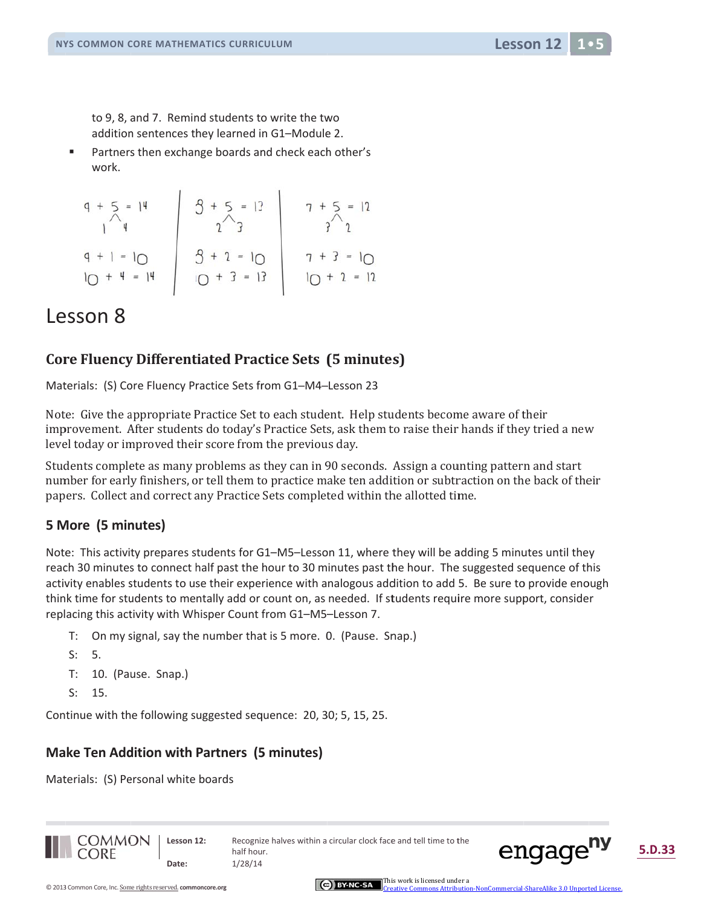to 9, 8, and 7. Remind students to write the two addition sentences they learned in G1–Module 2.

- Partners then exchange boards and check each other's work.

| | | |
|---|---|---|
| 9 + 5 = 14 (5 → 1, 4) | 8 + 5 = 13 (5 → 2, 3) | 7 + 5 = 12 (5 → 3, 2) |
| 9 + 1 = 10 | 8 + 2 = 10 | 7 + 3 = 10 |
| 10 + 4 = 14 | 10 + 3 = 13 | 10 + 2 = 12 |

# Lesson 8

## Core Fluency Differentiated Practice Sets (5 minutes)

Materials: (S) Core Fluency Practice Sets from G1–M4–Lesson 23

Note: Give the appropriate Practice Set to each student. Help students become aware of their improvement. After students do today's Practice Sets, ask them to raise their hands if they tried a new level today or improved their score from the previous day.

Students complete as many problems as they can in 90 seconds. Assign a counting pattern and start number for early finishers, or tell them to practice make ten addition or subtraction on the back of their papers. Collect and correct any Practice Sets completed within the allotted time.

## 5 More (5 minutes)

Note: This activity prepares students for G1–M5–Lesson 11, where they will be adding 5 minutes until they reach 30 minutes to connect half past the hour to 30 minutes past the hour. The suggested sequence of this activity enables students to use their experience with analogous addition to add 5. Be sure to provide enough think time for students to mentally add or count on, as needed. If students require more support, consider replacing this activity with Whisper Count from G1–M5–Lesson 7.

T: On my signal, say the number that is 5 more. 0. (Pause. Snap.)

S: 5.

T: 10. (Pause. Snap.)

S: 15.

Continue with the following suggested sequence: 20, 30; 5, 15, 25.

## Make Ten Addition with Partners (5 minutes)

Materials: (S) Personal white boards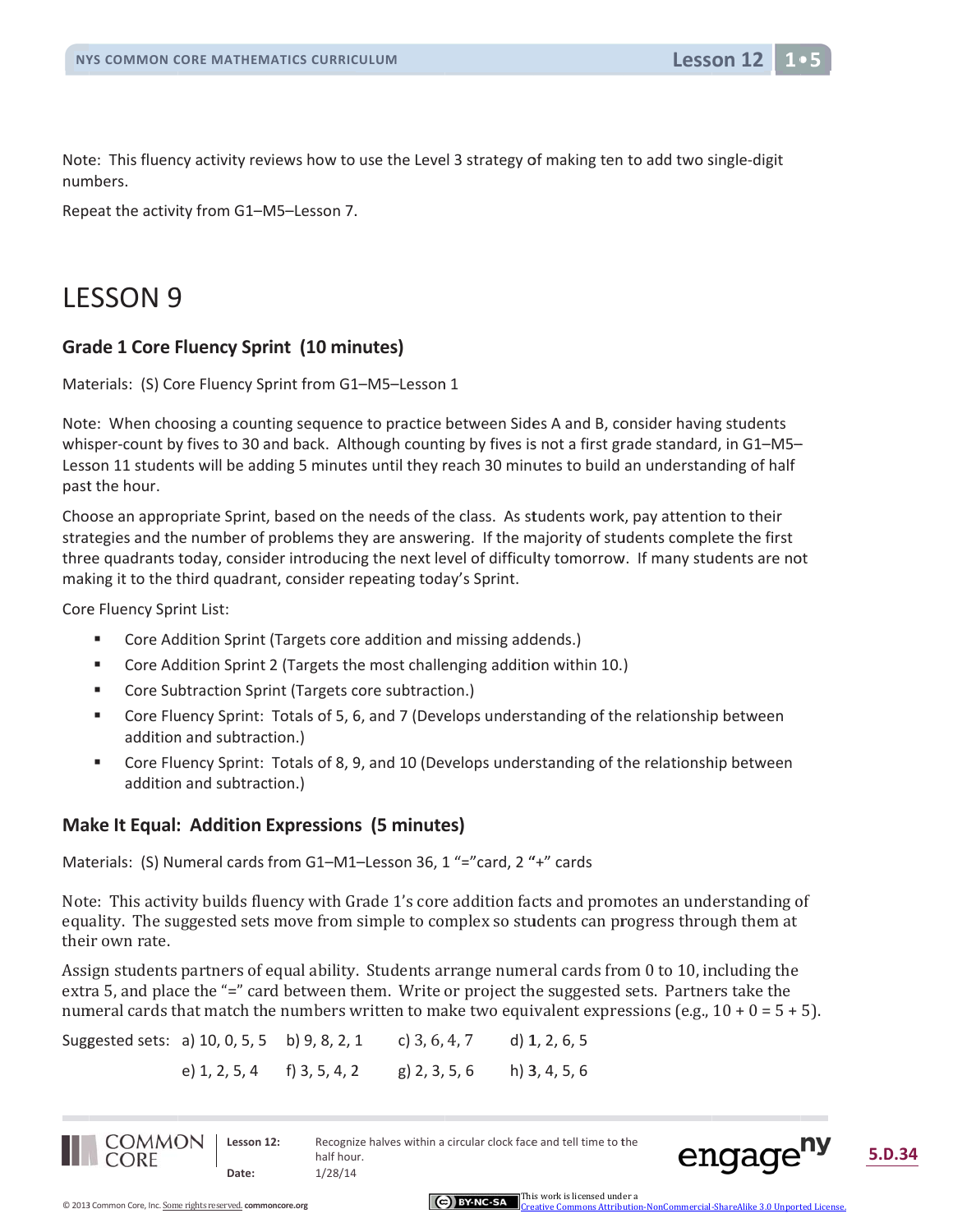Note: This fluency activity reviews how to use the Level 3 strategy of making ten to add two single-digit numbers.

Repeat the activity from G1–M5–Lesson 7.

# LESSON 9

### Grade 1 Core Fluency Sprint (10 minutes)

Materials: (S) Core Fluency Sprint from G1–M5–Lesson 1

Note: When choosing a counting sequence to practice between Sides A and B, consider having students whisper-count by fives to 30 and back. Although counting by fives is not a first grade standard, in G1–M5–Lesson 11 students will be adding 5 minutes until they reach 30 minutes to build an understanding of half past the hour.

Choose an appropriate Sprint, based on the needs of the class. As students work, pay attention to their strategies and the number of problems they are answering. If the majority of students complete the first three quadrants today, consider introducing the next level of difficulty tomorrow. If many students are not making it to the third quadrant, consider repeating today's Sprint.

Core Fluency Sprint List:

- Core Addition Sprint (Targets core addition and missing addends.)
- Core Addition Sprint 2 (Targets the most challenging addition within 10.)
- Core Subtraction Sprint (Targets core subtraction.)
- Core Fluency Sprint: Totals of 5, 6, and 7 (Develops understanding of the relationship between addition and subtraction.)
- Core Fluency Sprint: Totals of 8, 9, and 10 (Develops understanding of the relationship between addition and subtraction.)

### Make It Equal: Addition Expressions (5 minutes)

Materials: (S) Numeral cards from G1–M1–Lesson 36, 1 "="card, 2 "+" cards

Note: This activity builds fluency with Grade 1's core addition facts and promotes an understanding of equality. The suggested sets move from simple to complex so students can progress through them at their own rate.

Assign students partners of equal ability. Students arrange numeral cards from 0 to 10, including the extra 5, and place the "=" card between them. Write or project the suggested sets. Partners take the numeral cards that match the numbers written to make two equivalent expressions (e.g., $10 + 0 = 5 + 5$).

Suggested sets: a) 10, 0, 5, 5 b) 9, 8, 2, 1 c) 3, 6, 4, 7 d) 1, 2, 6, 5
e) 1, 2, 5, 4 f) 3, 5, 4, 2 g) 2, 3, 5, 6 h) 3, 4, 5, 6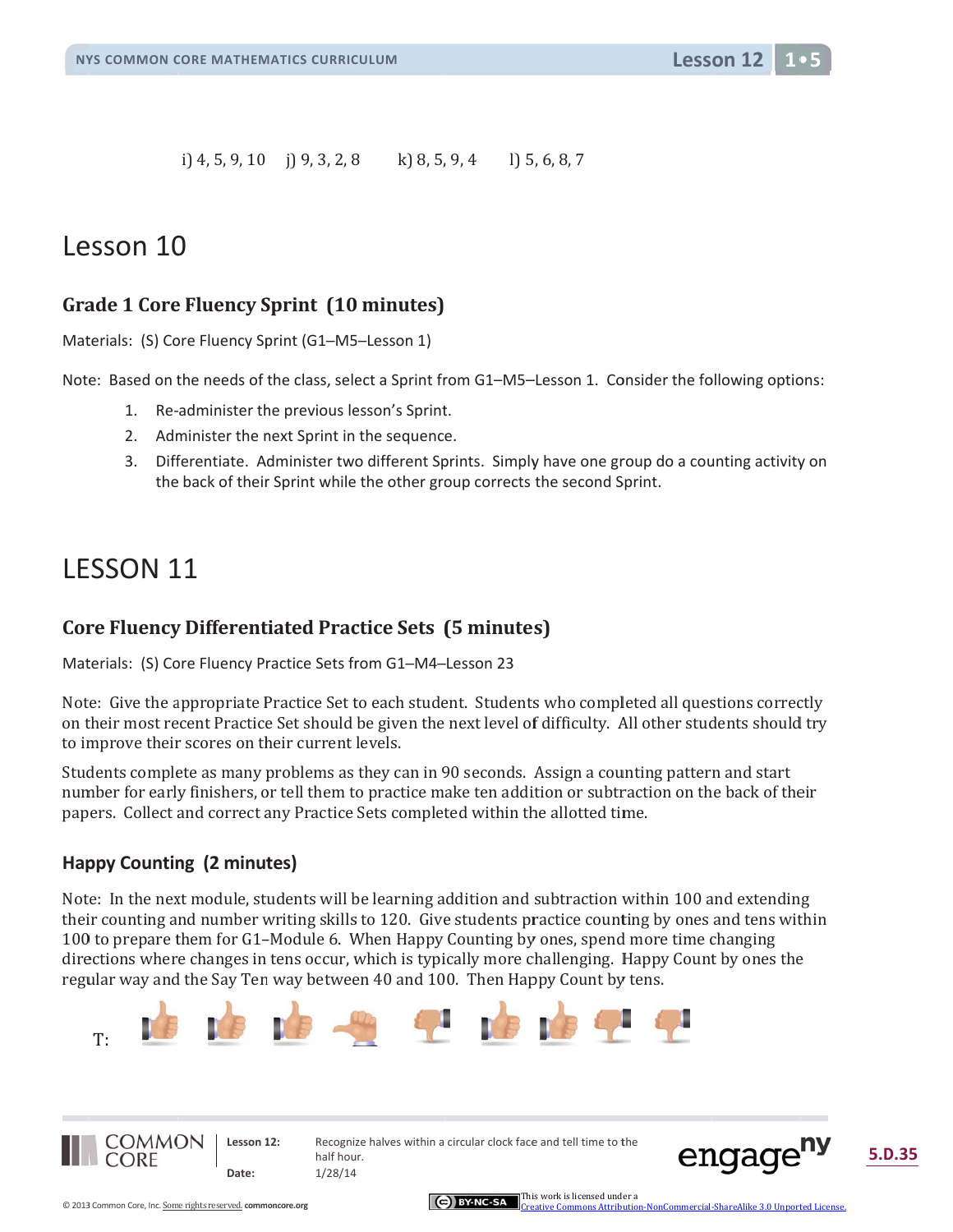i) 4, 5, 9, 10  j) 9, 3, 2, 8  k) 8, 5, 9, 4  l) 5, 6, 8, 7

# Lesson 10

### Grade 1 Core Fluency Sprint (10 minutes)

Materials: (S) Core Fluency Sprint (G1–M5–Lesson 1)

Note: Based on the needs of the class, select a Sprint from G1–M5–Lesson 1. Consider the following options:

1. Re-administer the previous lesson's Sprint.
2. Administer the next Sprint in the sequence.
3. Differentiate. Administer two different Sprints. Simply have one group do a counting activity on the back of their Sprint while the other group corrects the second Sprint.

# LESSON 11

### Core Fluency Differentiated Practice Sets (5 minutes)

Materials: (S) Core Fluency Practice Sets from G1–M4–Lesson 23

Note: Give the appropriate Practice Set to each student. Students who completed all questions correctly on their most recent Practice Set should be given the next level of difficulty. All other students should try to improve their scores on their current levels.

Students complete as many problems as they can in 90 seconds. Assign a counting pattern and start number for early finishers, or tell them to practice make ten addition or subtraction on the back of their papers. Collect and correct any Practice Sets completed within the allotted time.

### Happy Counting (2 minutes)

Note: In the next module, students will be learning addition and subtraction within 100 and extending their counting and number writing skills to 120. Give students practice counting by ones and tens within 100 to prepare them for G1–Module 6. When Happy Counting by ones, spend more time changing directions where changes in tens occur, which is typically more challenging. Happy Count by ones the regular way and the Say Ten way between 40 and 100. Then Happy Count by tens.

T: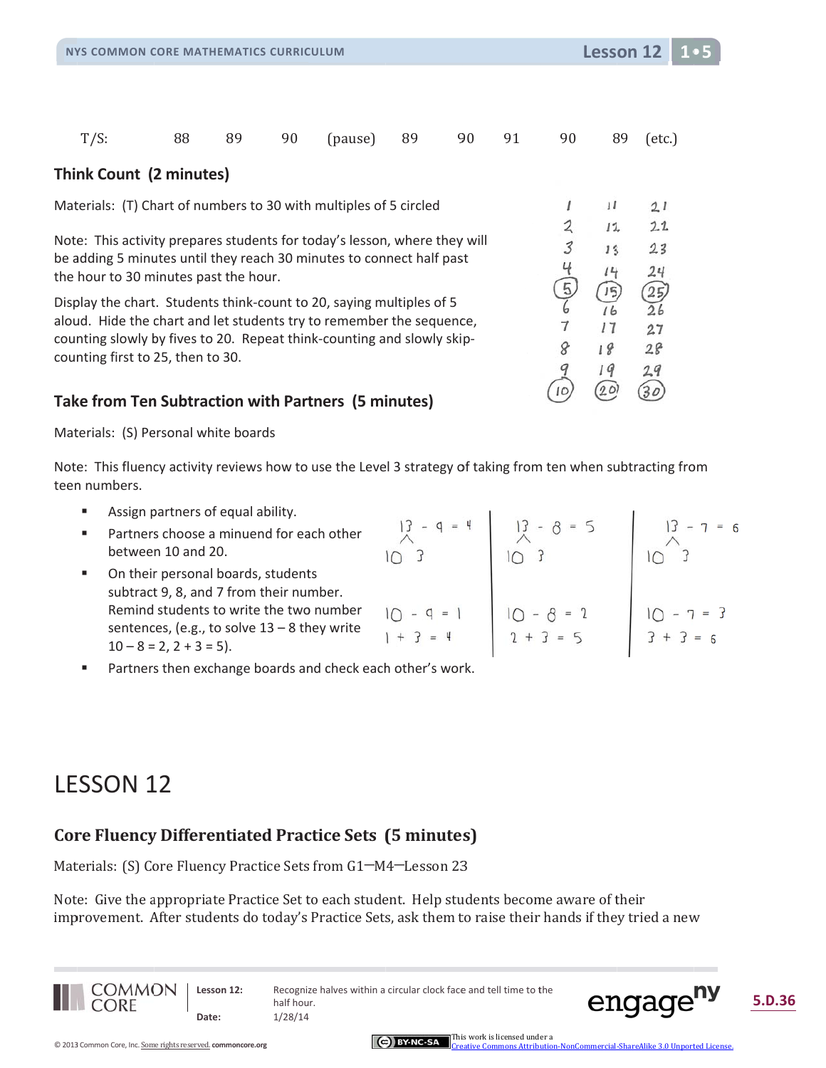T/S: 88 89 90 (pause) 89 90 91 90 89 (etc.)

### Think Count (2 minutes)

Materials: (T) Chart of numbers to 30 with multiples of 5 circled

Note: This activity prepares students for today's lesson, where they will be adding 5 minutes until they reach 30 minutes to connect half past the hour to 30 minutes past the hour.

Display the chart. Students think-count to 20, saying multiples of 5 aloud. Hide the chart and let students try to remember the sequence, counting slowly by fives to 20. Repeat think-counting and slowly skip-counting first to 25, then to 30.

| | | |
|---|---|---|
| 1 | 11 | 21 |
| 2 | 12 | 22 |
| 3 | 13 | 23 |
| 4 | 14 | 24 |
| (5) | (15) | (25) |
| 6 | 16 | 26 |
| 7 | 17 | 27 |
| 8 | 18 | 28 |
| 9 | 19 | 29 |
| (10) | (20) | (30) |

### Take from Ten Subtraction with Partners (5 minutes)

Materials: (S) Personal white boards

Note: This fluency activity reviews how to use the Level 3 strategy of taking from ten when subtracting from teen numbers.

- Assign partners of equal ability.
- Partners choose a minuend for each other between 10 and 20.
- On their personal boards, students subtract 9, 8, and 7 from their number. Remind students to write the two number sentences, (e.g., to solve 13 – 8 they write 10 – 8 = 2, 2 + 3 = 5).
- Partners then exchange boards and check each other's work.

| | | |
|---|---|---|
| 13 – 9 = 4 (13 → 10, 3) | 13 – 8 = 5 (13 → 10, 3) | 13 – 7 = 6 (13 → 10, 3) |
| 10 – 9 = 1 | 10 – 8 = 2 | 10 – 7 = 3 |
| 1 + 3 = 4 | 2 + 3 = 5 | 3 + 3 = 6 |

# LESSON 12

### Core Fluency Differentiated Practice Sets (5 minutes)

Materials: (S) Core Fluency Practice Sets from G1–M4–Lesson 23

Note: Give the appropriate Practice Set to each student. Help students become aware of their improvement. After students do today's Practice Sets, ask them to raise their hands if they tried a new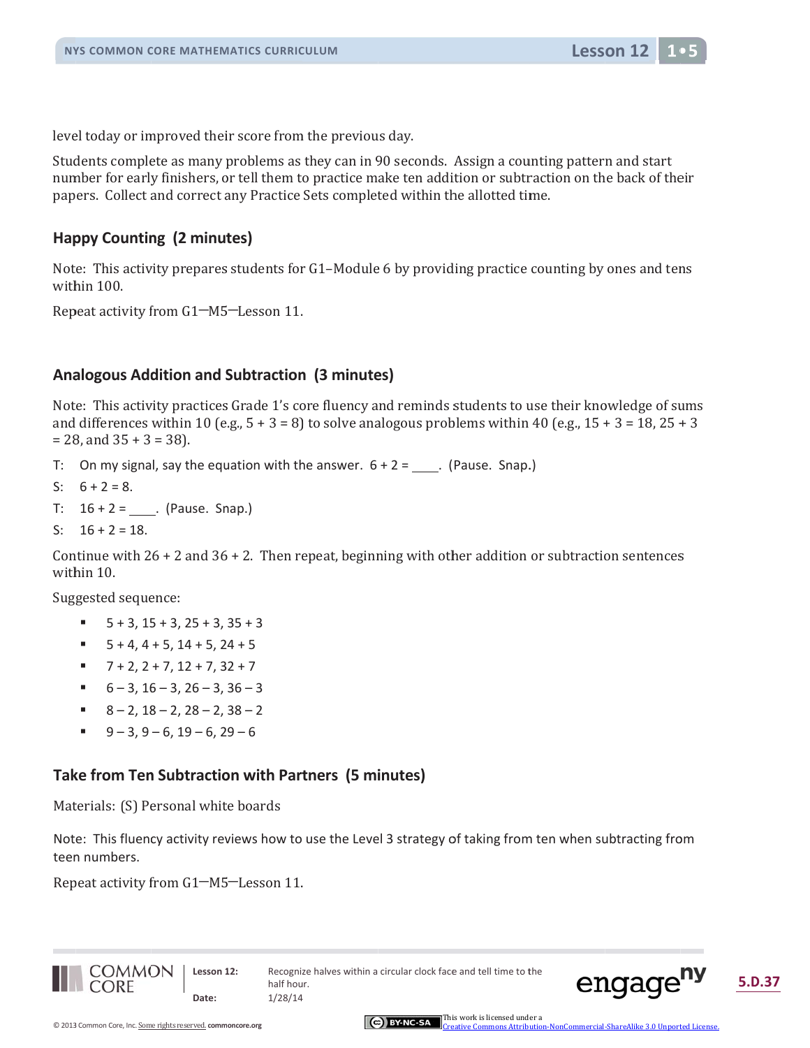level today or improved their score from the previous day.

Students complete as many problems as they can in 90 seconds. Assign a counting pattern and start number for early finishers, or tell them to practice make ten addition or subtraction on the back of their papers. Collect and correct any Practice Sets completed within the allotted time.

### Happy Counting (2 minutes)

Note: This activity prepares students for G1–Module 6 by providing practice counting by ones and tens within 100.

Repeat activity from G1—M5—Lesson 11.

### Analogous Addition and Subtraction (3 minutes)

Note: This activity practices Grade 1's core fluency and reminds students to use their knowledge of sums and differences within 10 (e.g., 5 + 3 = 8) to solve analogous problems within 40 (e.g., 15 + 3 = 18, 25 + 3 = 28, and 35 + 3 = 38).

T: On my signal, say the equation with the answer. 6 + 2 = ____. (Pause. Snap.)

S: 6 + 2 = 8.

T: 16 + 2 = ____. (Pause. Snap.)

S: 16 + 2 = 18.

Continue with 26 + 2 and 36 + 2. Then repeat, beginning with other addition or subtraction sentences within 10.

Suggested sequence:

- 5 + 3, 15 + 3, 25 + 3, 35 + 3
- 5 + 4, 4 + 5, 14 + 5, 24 + 5
- 7 + 2, 2 + 7, 12 + 7, 32 + 7
- 6 – 3, 16 – 3, 26 – 3, 36 – 3
- 8 – 2, 18 – 2, 28 – 2, 38 – 2
- 9 – 3, 9 – 6, 19 – 6, 29 – 6

### Take from Ten Subtraction with Partners (5 minutes)

Materials: (S) Personal white boards

Note: This fluency activity reviews how to use the Level 3 strategy of taking from ten when subtracting from teen numbers.

Repeat activity from G1—M5—Lesson 11.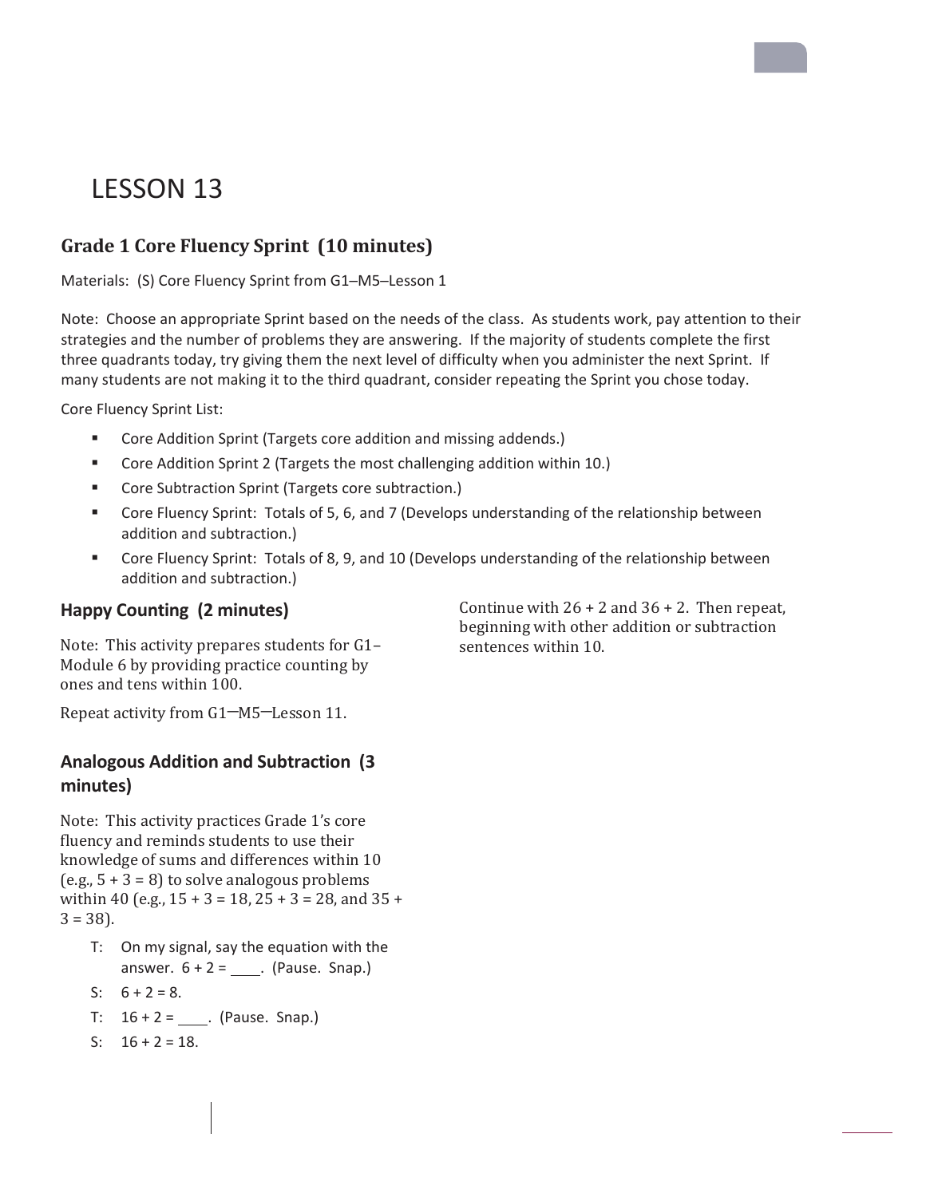# LESSON 13

## Grade 1 Core Fluency Sprint (10 minutes)

Materials: (S) Core Fluency Sprint from G1–M5–Lesson 1

Note: Choose an appropriate Sprint based on the needs of the class. As students work, pay attention to their strategies and the number of problems they are answering. If the majority of students complete the first three quadrants today, try giving them the next level of difficulty when you administer the next Sprint. If many students are not making it to the third quadrant, consider repeating the Sprint you chose today.

Core Fluency Sprint List:

- Core Addition Sprint (Targets core addition and missing addends.)
- Core Addition Sprint 2 (Targets the most challenging addition within 10.)
- Core Subtraction Sprint (Targets core subtraction.)
- Core Fluency Sprint: Totals of 5, 6, and 7 (Develops understanding of the relationship between addition and subtraction.)
- Core Fluency Sprint: Totals of 8, 9, and 10 (Develops understanding of the relationship between addition and subtraction.)

### Happy Counting (2 minutes)

Note: This activity prepares students for G1–Module 6 by providing practice counting by ones and tens within 100.

Repeat activity from G1—M5—Lesson 11.

### Analogous Addition and Subtraction (3 minutes)

Note: This activity practices Grade 1's core fluency and reminds students to use their knowledge of sums and differences within 10 (e.g., 5 + 3 = 8) to solve analogous problems within 40 (e.g., 15 + 3 = 18, 25 + 3 = 28, and 35 + 3 = 38).

T: On my signal, say the equation with the answer. 6 + 2 = ____. (Pause. Snap.)

S: 6 + 2 = 8.

T: 16 + 2 = ____. (Pause. Snap.)

S: 16 + 2 = 18.

Continue with 26 + 2 and 36 + 2. Then repeat, beginning with other addition or subtraction sentences within 10.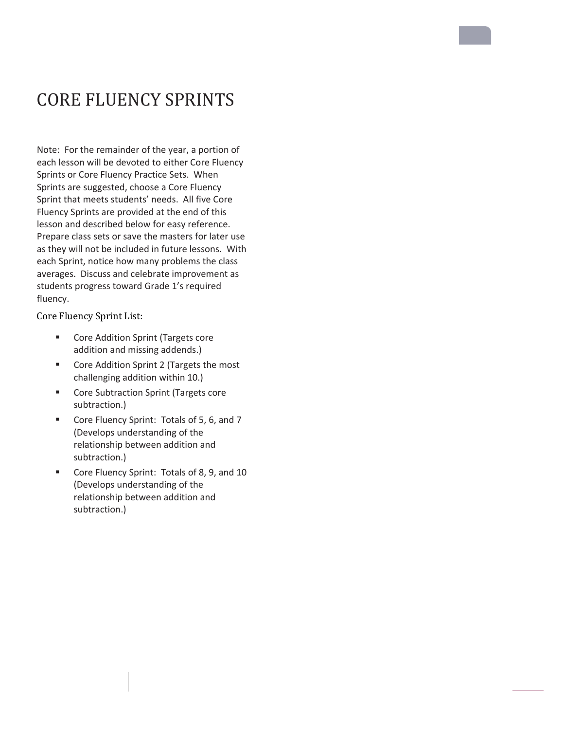# CORE FLUENCY SPRINTS

Note: For the remainder of the year, a portion of each lesson will be devoted to either Core Fluency Sprints or Core Fluency Practice Sets. When Sprints are suggested, choose a Core Fluency Sprint that meets students' needs. All five Core Fluency Sprints are provided at the end of this lesson and described below for easy reference. Prepare class sets or save the masters for later use as they will not be included in future lessons. With each Sprint, notice how many problems the class averages. Discuss and celebrate improvement as students progress toward Grade 1's required fluency.

Core Fluency Sprint List:

- Core Addition Sprint (Targets core addition and missing addends.)
- Core Addition Sprint 2 (Targets the most challenging addition within 10.)
- Core Subtraction Sprint (Targets core subtraction.)
- Core Fluency Sprint: Totals of 5, 6, and 7 (Develops understanding of the relationship between addition and subtraction.)
- Core Fluency Sprint: Totals of 8, 9, and 10 (Develops understanding of the relationship between addition and subtraction.)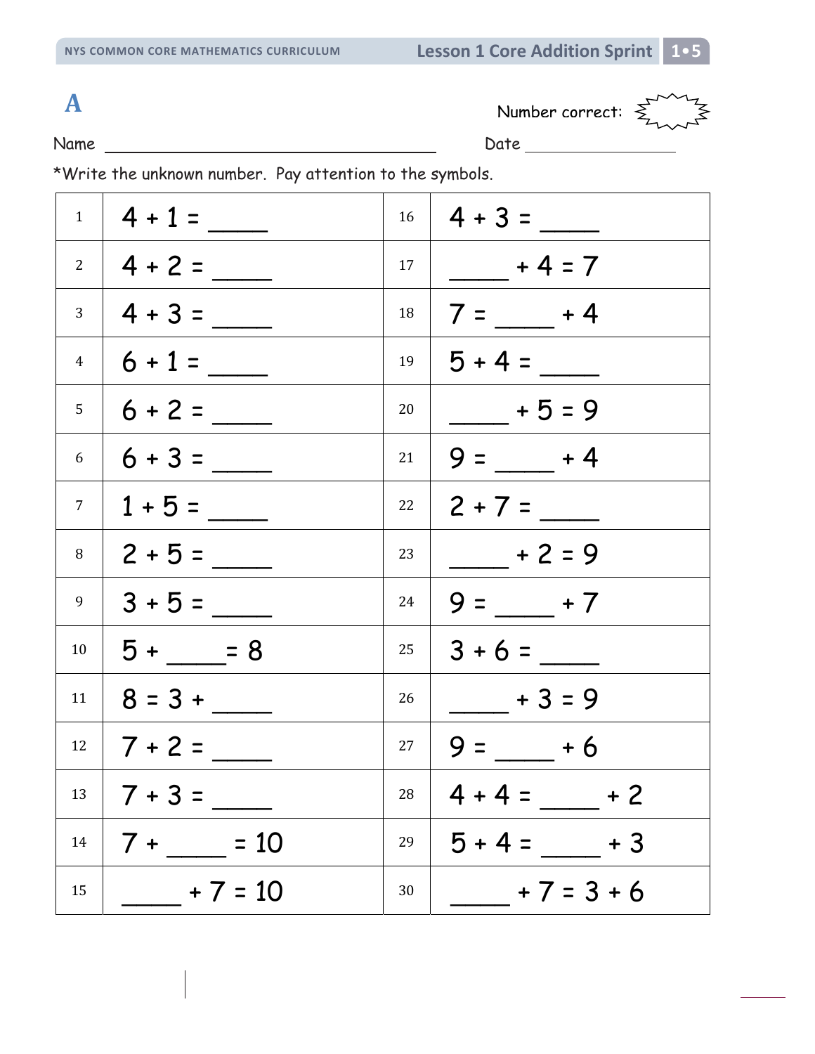# A

Number correct:

Name ______________________ Date ____________

*Write the unknown number. Pay attention to the symbols.

| | | | |
|---|---|---|---|
| 1 | $4 + 1 = $ ____ | 16 | $4 + 3 = $ ____ |
| 2 | $4 + 2 = $ ____ | 17 | ____ $+ 4 = 7$ |
| 3 | $4 + 3 = $ ____ | 18 | $7 = $ ____ $+ 4$ |
| 4 | $6 + 1 = $ ____ | 19 | $5 + 4 = $ ____ |
| 5 | $6 + 2 = $ ____ | 20 | ____ $+ 5 = 9$ |
| 6 | $6 + 3 = $ ____ | 21 | $9 = $ ____ $+ 4$ |
| 7 | $1 + 5 = $ ____ | 22 | $2 + 7 = $ ____ |
| 8 | $2 + 5 = $ ____ | 23 | ____ $+ 2 = 9$ |
| 9 | $3 + 5 = $ ____ | 24 | $9 = $ ____ $+ 7$ |
| 10 | $5 + $ ____ $= 8$ | 25 | $3 + 6 = $ ____ |
| 11 | $8 = 3 + $ ____ | 26 | ____ $+ 3 = 9$ |
| 12 | $7 + 2 = $ ____ | 27 | $9 = $ ____ $+ 6$ |
| 13 | $7 + 3 = $ ____ | 28 | $4 + 4 = $ ____ $+ 2$ |
| 14 | $7 + $ ____ $= 10$ | 29 | $5 + 4 = $ ____ $+ 3$ |
| 15 | ____ $+ 7 = 10$ | 30 | ____ $+ 7 = 3 + 6$ |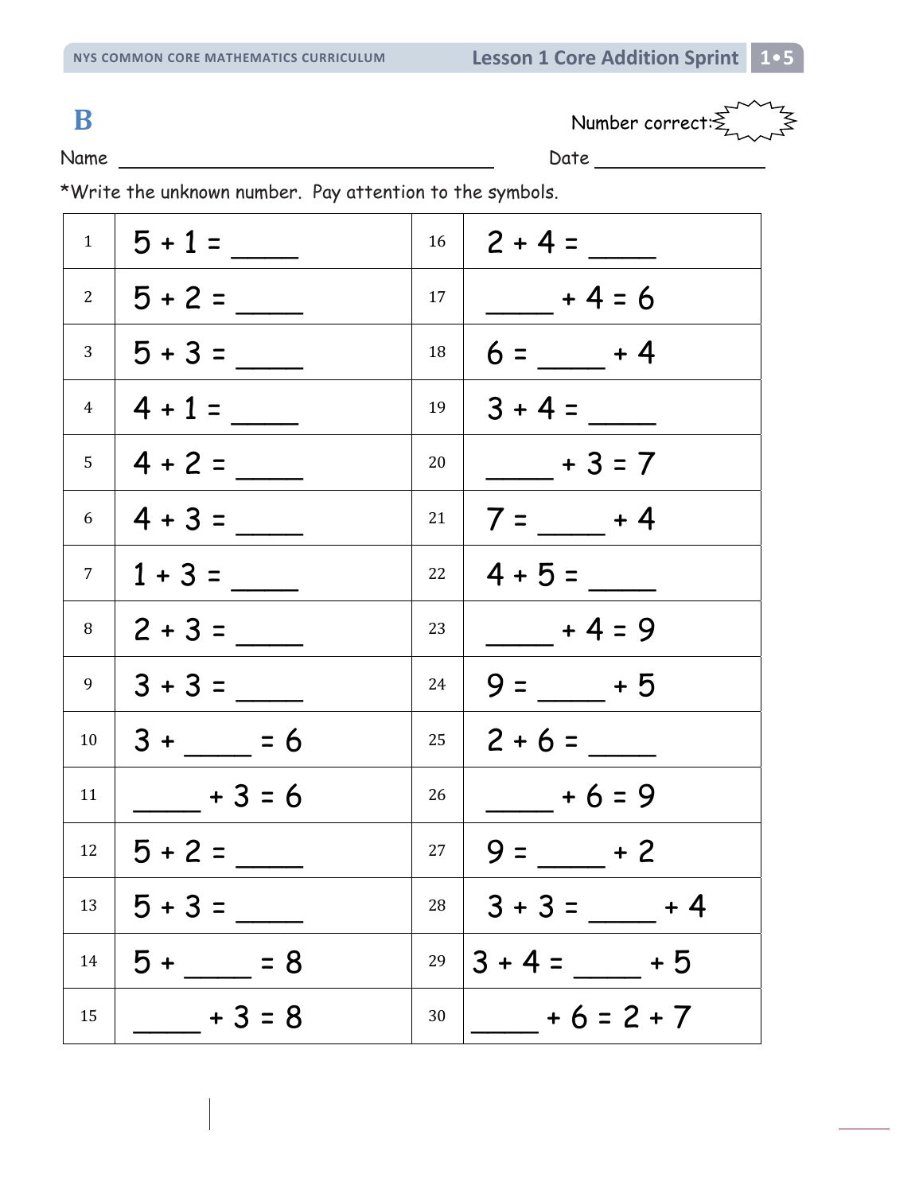# B

Number correct:

Name ______________________ Date ____________

*Write the unknown number. Pay attention to the symbols.

| | | | |
|---|---|---|---|
| 1 | $5 + 1 =$ ____ | 16 | $2 + 4 =$ ____ |
| 2 | $5 + 2 =$ ____ | 17 | ____ $+ 4 = 6$ |
| 3 | $5 + 3 =$ ____ | 18 | $6 =$ ____ $+ 4$ |
| 4 | $4 + 1 =$ ____ | 19 | $3 + 4 =$ ____ |
| 5 | $4 + 2 =$ ____ | 20 | ____ $+ 3 = 7$ |
| 6 | $4 + 3 =$ ____ | 21 | $7 =$ ____ $+ 4$ |
| 7 | $1 + 3 =$ ____ | 22 | $4 + 5 =$ ____ |
| 8 | $2 + 3 =$ ____ | 23 | ____ $+ 4 = 9$ |
| 9 | $3 + 3 =$ ____ | 24 | $9 =$ ____ $+ 5$ |
| 10 | $3 +$ ____ $= 6$ | 25 | $2 + 6 =$ ____ |
| 11 | ____ $+ 3 = 6$ | 26 | ____ $+ 6 = 9$ |
| 12 | $5 + 2 =$ ____ | 27 | $9 =$ ____ $+ 2$ |
| 13 | $5 + 3 =$ ____ | 28 | $3 + 3 =$ ____ $+ 4$ |
| 14 | $5 +$ ____ $= 8$ | 29 | $3 + 4 =$ ____ $+ 5$ |
| 15 | ____ $+ 3 = 8$ | 30 | ____ $+ 6 = 2 + 7$ |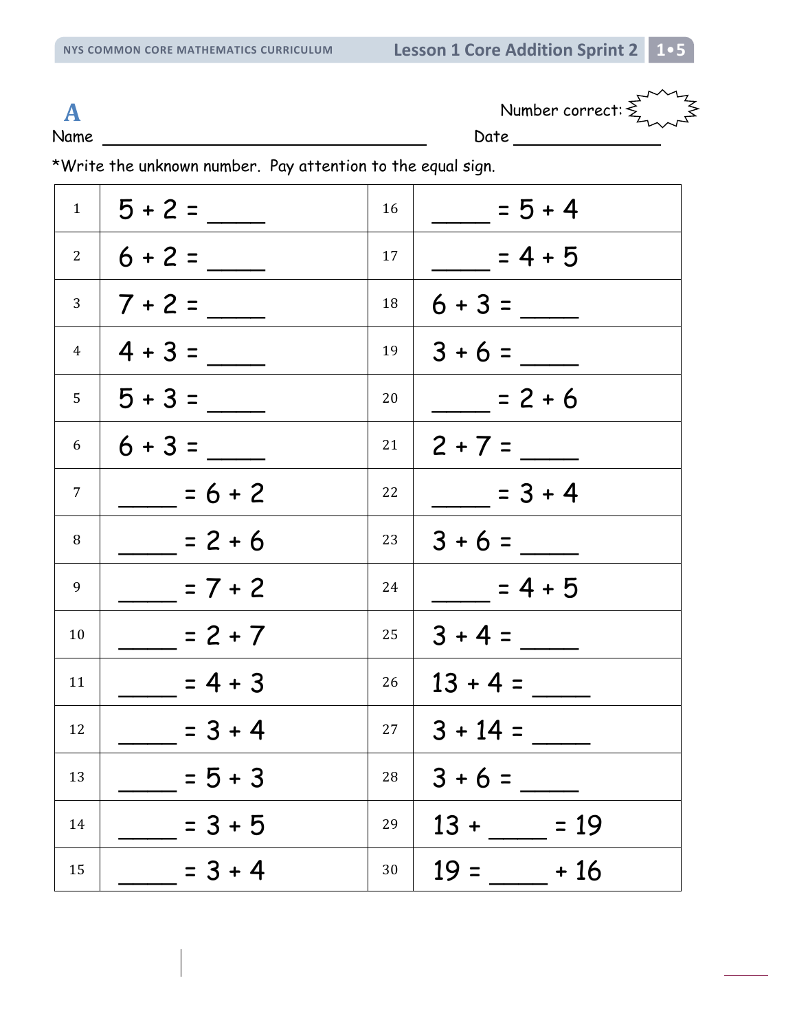# A

Name ______________________________ Date ______________

Number correct:

*Write the unknown number. Pay attention to the equal sign.

| | | | |
|---|---|---|---|
| 1 | 5 + 2 = ____ | 16 | ____ = 5 + 4 |
| 2 | 6 + 2 = ____ | 17 | ____ = 4 + 5 |
| 3 | 7 + 2 = ____ | 18 | 6 + 3 = ____ |
| 4 | 4 + 3 = ____ | 19 | 3 + 6 = ____ |
| 5 | 5 + 3 = ____ | 20 | ____ = 2 + 6 |
| 6 | 6 + 3 = ____ | 21 | 2 + 7 = ____ |
| 7 | ____ = 6 + 2 | 22 | ____ = 3 + 4 |
| 8 | ____ = 2 + 6 | 23 | 3 + 6 = ____ |
| 9 | ____ = 7 + 2 | 24 | ____ = 4 + 5 |
| 10 | ____ = 2 + 7 | 25 | 3 + 4 = ____ |
| 11 | ____ = 4 + 3 | 26 | 13 + 4 = ____ |
| 12 | ____ = 3 + 4 | 27 | 3 + 14 = ____ |
| 13 | ____ = 5 + 3 | 28 | 3 + 6 = ____ |
| 14 | ____ = 3 + 5 | 29 | 13 + ____ = 19 |
| 15 | ____ = 3 + 4 | 30 | 19 = ____ + 16 |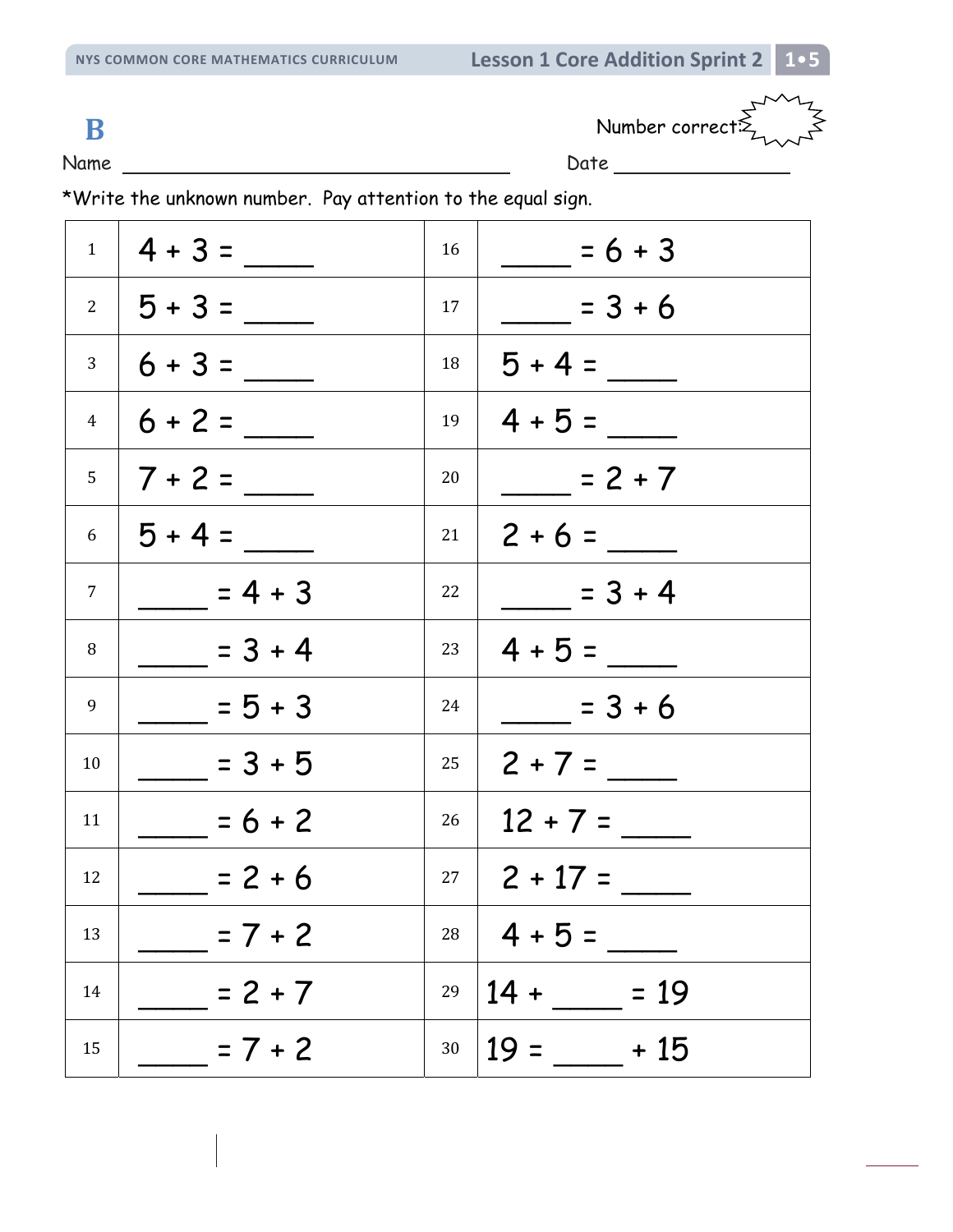# B

Number correct:

Name ______________________ Date ______________

*Write the unknown number. Pay attention to the equal sign.

| | | | |
|---|---|---|---|
| 1 | $4 + 3 =$ ____ | 16 | ____ $= 6 + 3$ |
| 2 | $5 + 3 =$ ____ | 17 | ____ $= 3 + 6$ |
| 3 | $6 + 3 =$ ____ | 18 | $5 + 4 =$ ____ |
| 4 | $6 + 2 =$ ____ | 19 | $4 + 5 =$ ____ |
| 5 | $7 + 2 =$ ____ | 20 | ____ $= 2 + 7$ |
| 6 | $5 + 4 =$ ____ | 21 | $2 + 6 =$ ____ |
| 7 | ____ $= 4 + 3$ | 22 | ____ $= 3 + 4$ |
| 8 | ____ $= 3 + 4$ | 23 | $4 + 5 =$ ____ |
| 9 | ____ $= 5 + 3$ | 24 | ____ $= 3 + 6$ |
| 10 | ____ $= 3 + 5$ | 25 | $2 + 7 =$ ____ |
| 11 | ____ $= 6 + 2$ | 26 | $12 + 7 =$ ____ |
| 12 | ____ $= 2 + 6$ | 27 | $2 + 17 =$ ____ |
| 13 | ____ $= 7 + 2$ | 28 | $4 + 5 =$ ____ |
| 14 | ____ $= 2 + 7$ | 29 | $14 +$ ____ $= 19$ |
| 15 | ____ $= 7 + 2$ | 30 | $19 =$ ____ $+ 15$ |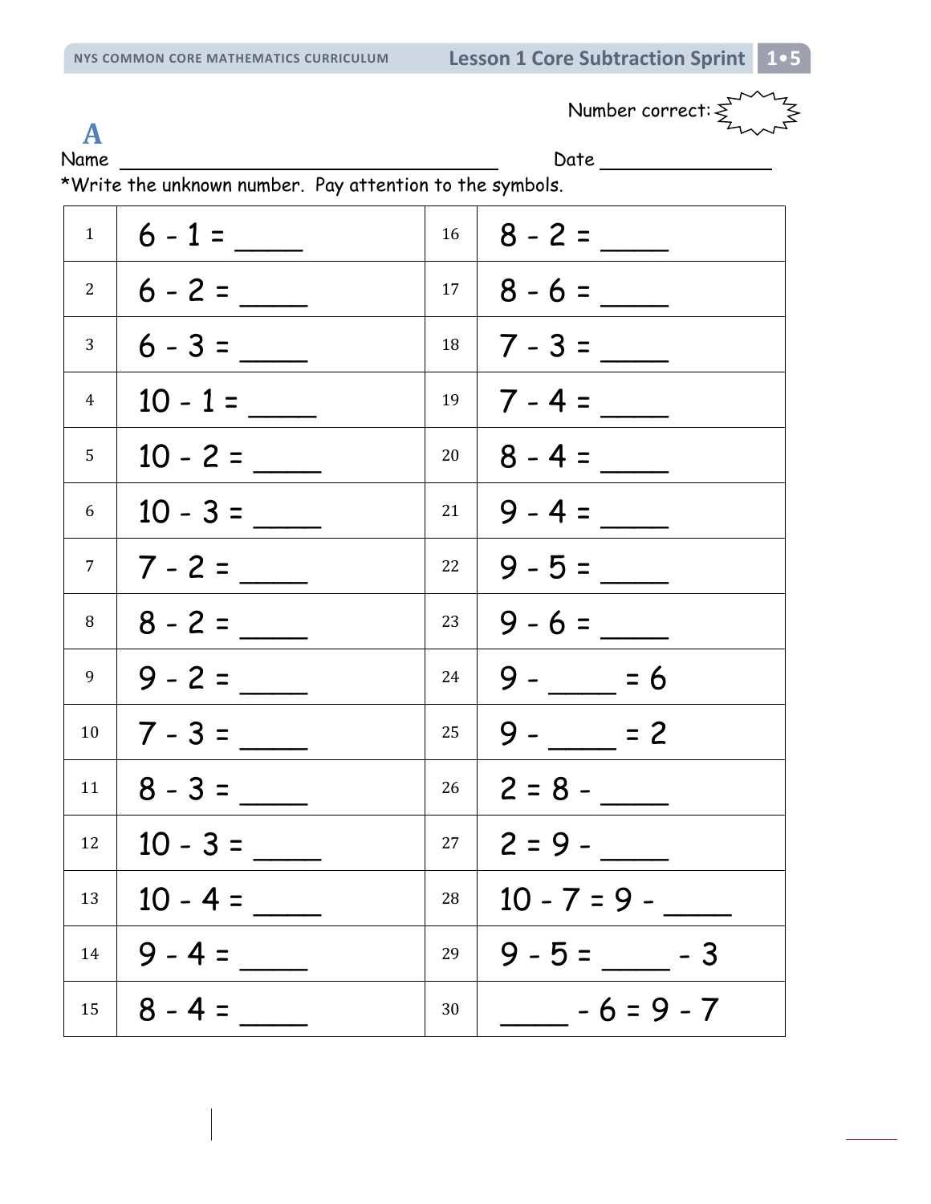Number correct:

# A

Name ______________________________ Date ______________

*Write the unknown number. Pay attention to the symbols.

| | | | |
|---|---|---|---|
| 1 | 6 - 1 = ____ | 16 | 8 - 2 = ____ |
| 2 | 6 - 2 = ____ | 17 | 8 - 6 = ____ |
| 3 | 6 - 3 = ____ | 18 | 7 - 3 = ____ |
| 4 | 10 - 1 = ____ | 19 | 7 - 4 = ____ |
| 5 | 10 - 2 = ____ | 20 | 8 - 4 = ____ |
| 6 | 10 - 3 = ____ | 21 | 9 - 4 = ____ |
| 7 | 7 - 2 = ____ | 22 | 9 - 5 = ____ |
| 8 | 8 - 2 = ____ | 23 | 9 - 6 = ____ |
| 9 | 9 - 2 = ____ | 24 | 9 - ____ = 6 |
| 10 | 7 - 3 = ____ | 25 | 9 - ____ = 2 |
| 11 | 8 - 3 = ____ | 26 | 2 = 8 - ____ |
| 12 | 10 - 3 = ____ | 27 | 2 = 9 - ____ |
| 13 | 10 - 4 = ____ | 28 | 10 - 7 = 9 - ____ |
| 14 | 9 - 4 = ____ | 29 | 9 - 5 = ____ - 3 |
| 15 | 8 - 4 = ____ | 30 | ____ - 6 = 9 - 7 |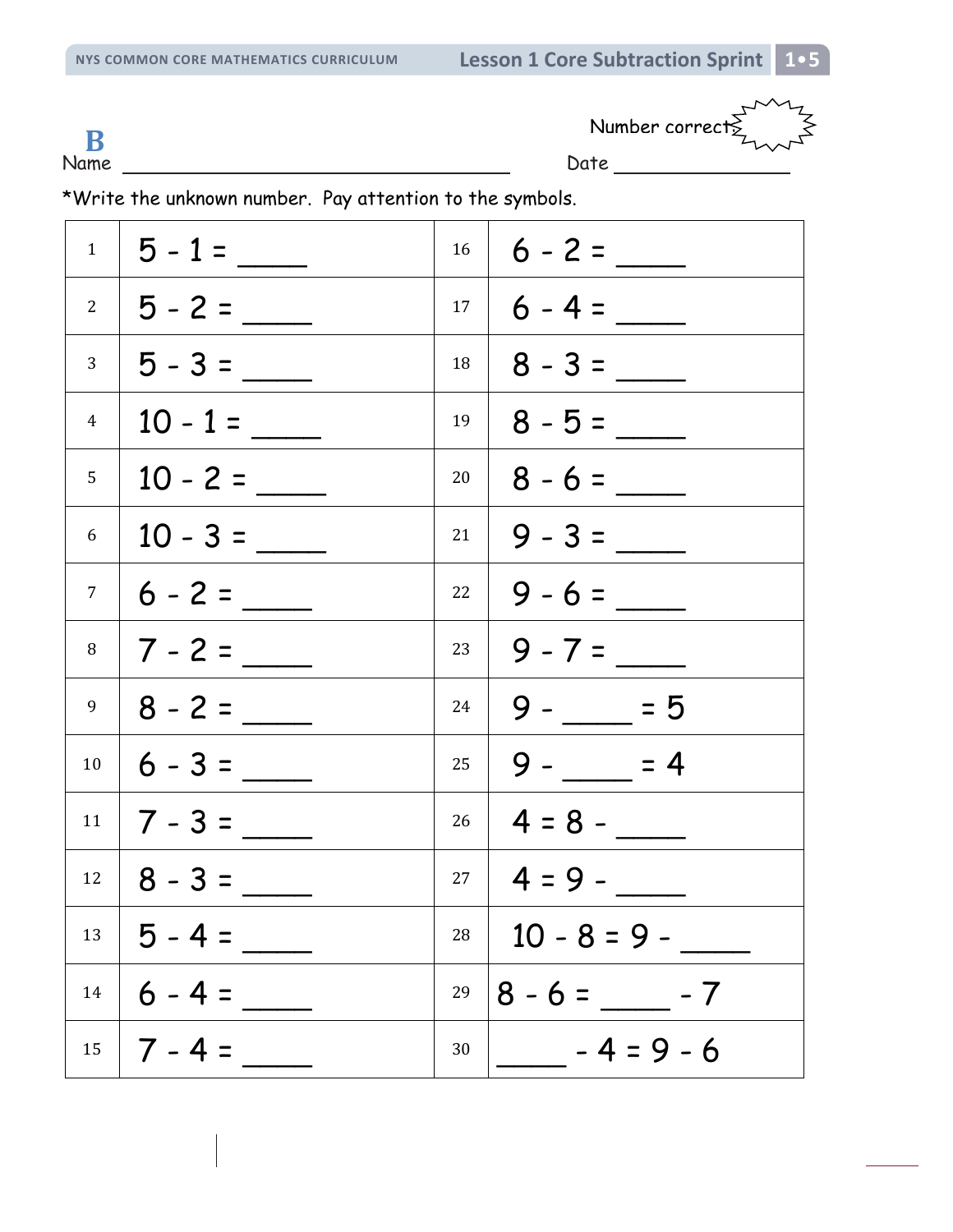**B**

Name ______________________________ Number correct: Date ______________

*Write the unknown number. Pay attention to the symbols.

| | | | |
|---|---|---|---|
| 1 | $5 - 1 =$ ____ | 16 | $6 - 2 =$ ____ |
| 2 | $5 - 2 =$ ____ | 17 | $6 - 4 =$ ____ |
| 3 | $5 - 3 =$ ____ | 18 | $8 - 3 =$ ____ |
| 4 | $10 - 1 =$ ____ | 19 | $8 - 5 =$ ____ |
| 5 | $10 - 2 =$ ____ | 20 | $8 - 6 =$ ____ |
| 6 | $10 - 3 =$ ____ | 21 | $9 - 3 =$ ____ |
| 7 | $6 - 2 =$ ____ | 22 | $9 - 6 =$ ____ |
| 8 | $7 - 2 =$ ____ | 23 | $9 - 7 =$ ____ |
| 9 | $8 - 2 =$ ____ | 24 | $9 -$ ____ $= 5$ |
| 10 | $6 - 3 =$ ____ | 25 | $9 -$ ____ $= 4$ |
| 11 | $7 - 3 =$ ____ | 26 | $4 = 8 -$ ____ |
| 12 | $8 - 3 =$ ____ | 27 | $4 = 9 -$ ____ |
| 13 | $5 - 4 =$ ____ | 28 | $10 - 8 = 9 -$ ____ |
| 14 | $6 - 4 =$ ____ | 29 | $8 - 6 =$ ____ $- 7$ |
| 15 | $7 - 4 =$ ____ | 30 | ____ $- 4 = 9 - 6$ |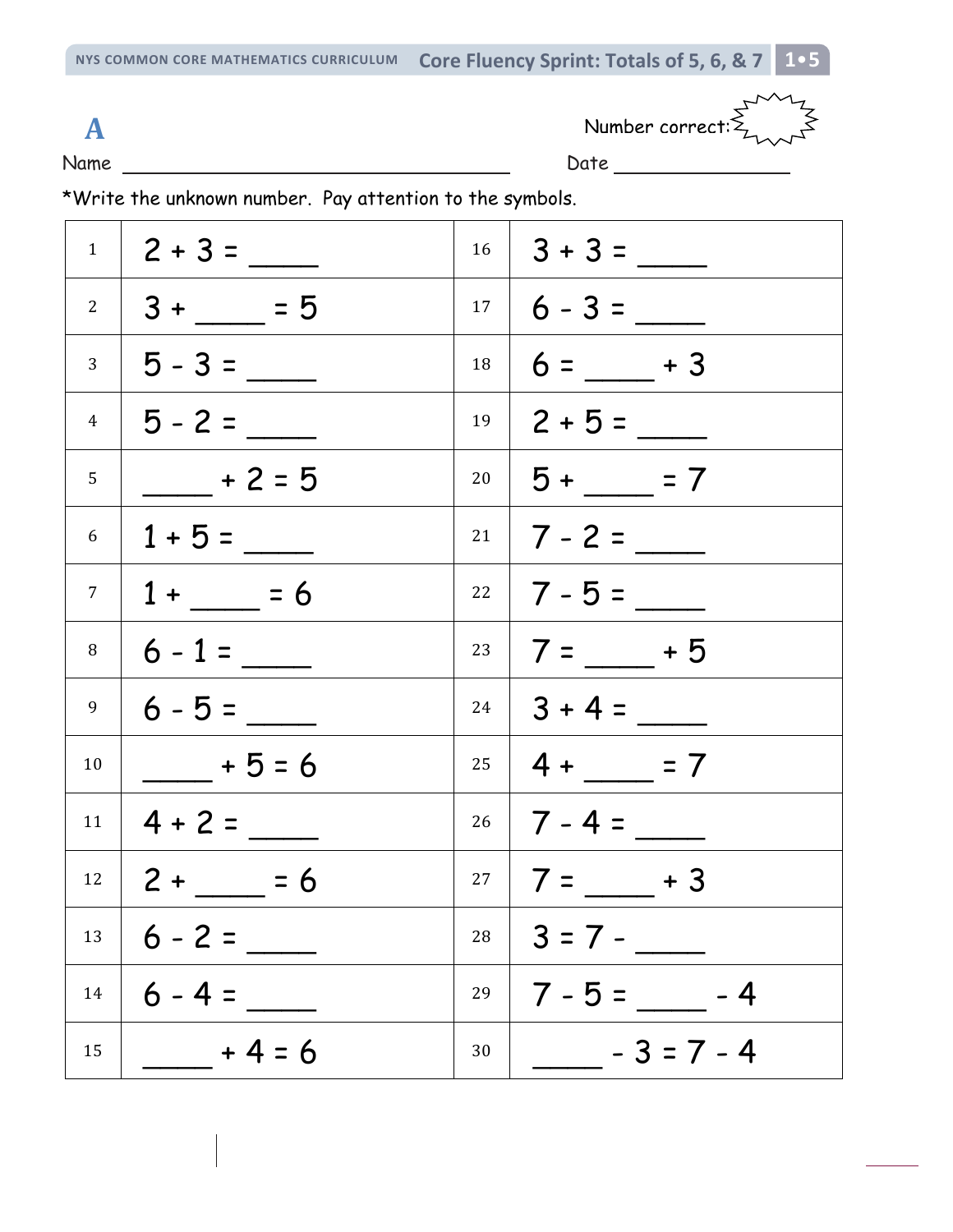# A

Number correct:

Name \_\_\_\_\_\_\_\_\_\_\_\_\_\_\_\_\_\_\_\_\_\_\_\_\_\_\_\_\_\_\_\_\_\_\_\_ Date \_\_\_\_\_\_\_\_\_\_\_\_\_\_\_\_

*Write the unknown number. Pay attention to the symbols.

| | | | |
|---|---|---|---|
| 1 | 2 + 3 = \_\_\_\_ | 16 | 3 + 3 = \_\_\_\_ |
| 2 | 3 + \_\_\_\_ = 5 | 17 | 6 - 3 = \_\_\_\_ |
| 3 | 5 - 3 = \_\_\_\_ | 18 | 6 = \_\_\_\_ + 3 |
| 4 | 5 - 2 = \_\_\_\_ | 19 | 2 + 5 = \_\_\_\_ |
| 5 | \_\_\_\_ + 2 = 5 | 20 | 5 + \_\_\_\_ = 7 |
| 6 | 1 + 5 = \_\_\_\_ | 21 | 7 - 2 = \_\_\_\_ |
| 7 | 1 + \_\_\_\_ = 6 | 22 | 7 - 5 = \_\_\_\_ |
| 8 | 6 - 1 = \_\_\_\_ | 23 | 7 = \_\_\_\_ + 5 |
| 9 | 6 - 5 = \_\_\_\_ | 24 | 3 + 4 = \_\_\_\_ |
| 10 | \_\_\_\_ + 5 = 6 | 25 | 4 + \_\_\_\_ = 7 |
| 11 | 4 + 2 = \_\_\_\_ | 26 | 7 - 4 = \_\_\_\_ |
| 12 | 2 + \_\_\_\_ = 6 | 27 | 7 = \_\_\_\_ + 3 |
| 13 | 6 - 2 = \_\_\_\_ | 28 | 3 = 7 - \_\_\_\_ |
| 14 | 6 - 4 = \_\_\_\_ | 29 | 7 - 5 = \_\_\_\_ - 4 |
| 15 | \_\_\_\_ + 4 = 6 | 30 | \_\_\_\_ - 3 = 7 - 4 |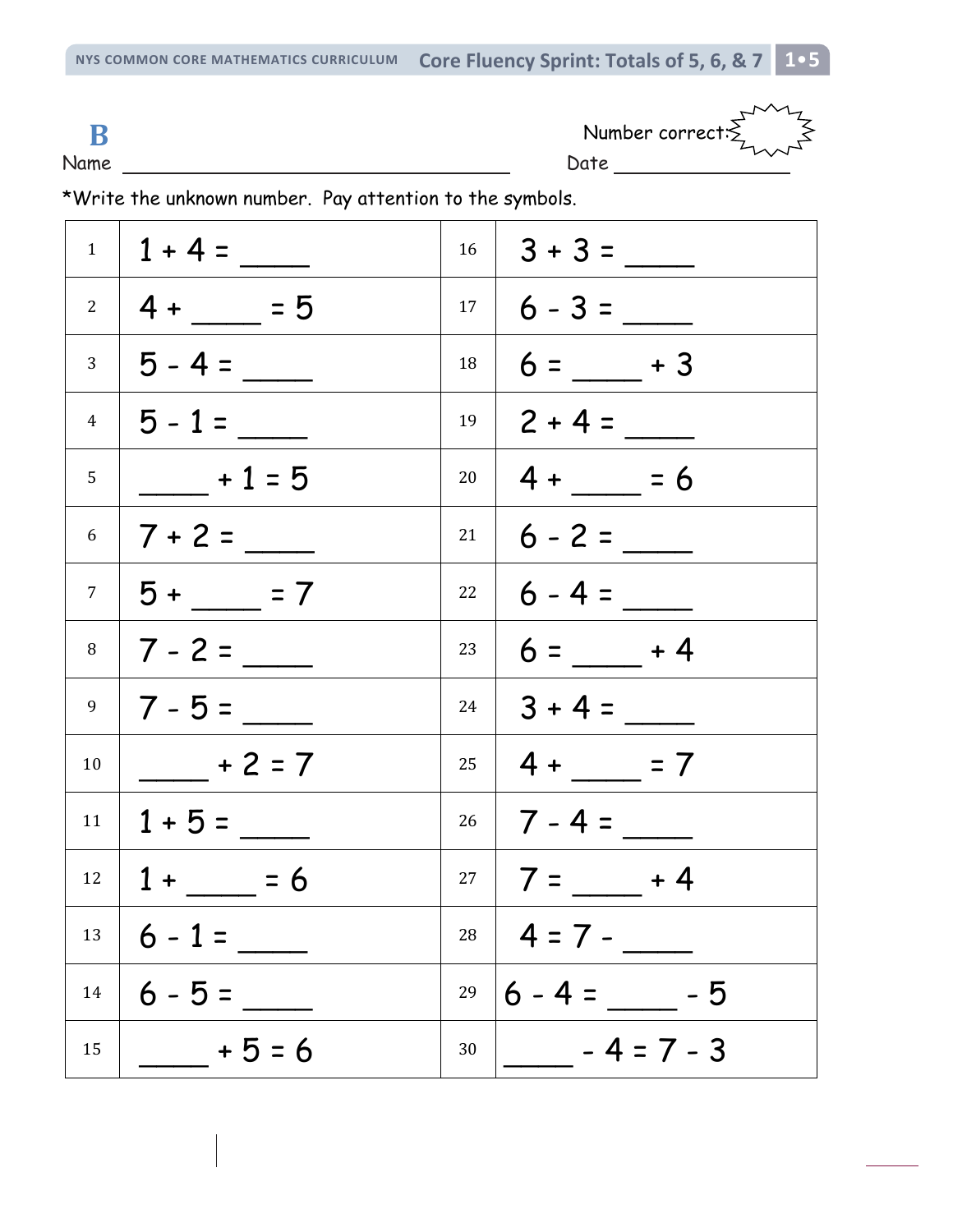**B**

Name ________________________________ Number correct: 

Date ______________

*Write the unknown number. Pay attention to the symbols.

| | | | |
|---|---|---|---|
| 1 | $1 + 4 =$ ____ | 16 | $3 + 3 =$ ____ |
| 2 | $4 +$ ____ $= 5$ | 17 | $6 - 3 =$ ____ |
| 3 | $5 - 4 =$ ____ | 18 | $6 =$ ____ $+ 3$ |
| 4 | $5 - 1 =$ ____ | 19 | $2 + 4 =$ ____ |
| 5 | ____ $+ 1 = 5$ | 20 | $4 +$ ____ $= 6$ |
| 6 | $7 + 2 =$ ____ | 21 | $6 - 2 =$ ____ |
| 7 | $5 +$ ____ $= 7$ | 22 | $6 - 4 =$ ____ |
| 8 | $7 - 2 =$ ____ | 23 | $6 =$ ____ $+ 4$ |
| 9 | $7 - 5 =$ ____ | 24 | $3 + 4 =$ ____ |
| 10 | ____ $+ 2 = 7$ | 25 | $4 +$ ____ $= 7$ |
| 11 | $1 + 5 =$ ____ | 26 | $7 - 4 =$ ____ |
| 12 | $1 +$ ____ $= 6$ | 27 | $7 =$ ____ $+ 4$ |
| 13 | $6 - 1 =$ ____ | 28 | $4 = 7 -$ ____ |
| 14 | $6 - 5 =$ ____ | 29 | $6 - 4 =$ ____ $- 5$ |
| 15 | ____ $+ 5 = 6$ | 30 | ____ $- 4 = 7 - 3$ |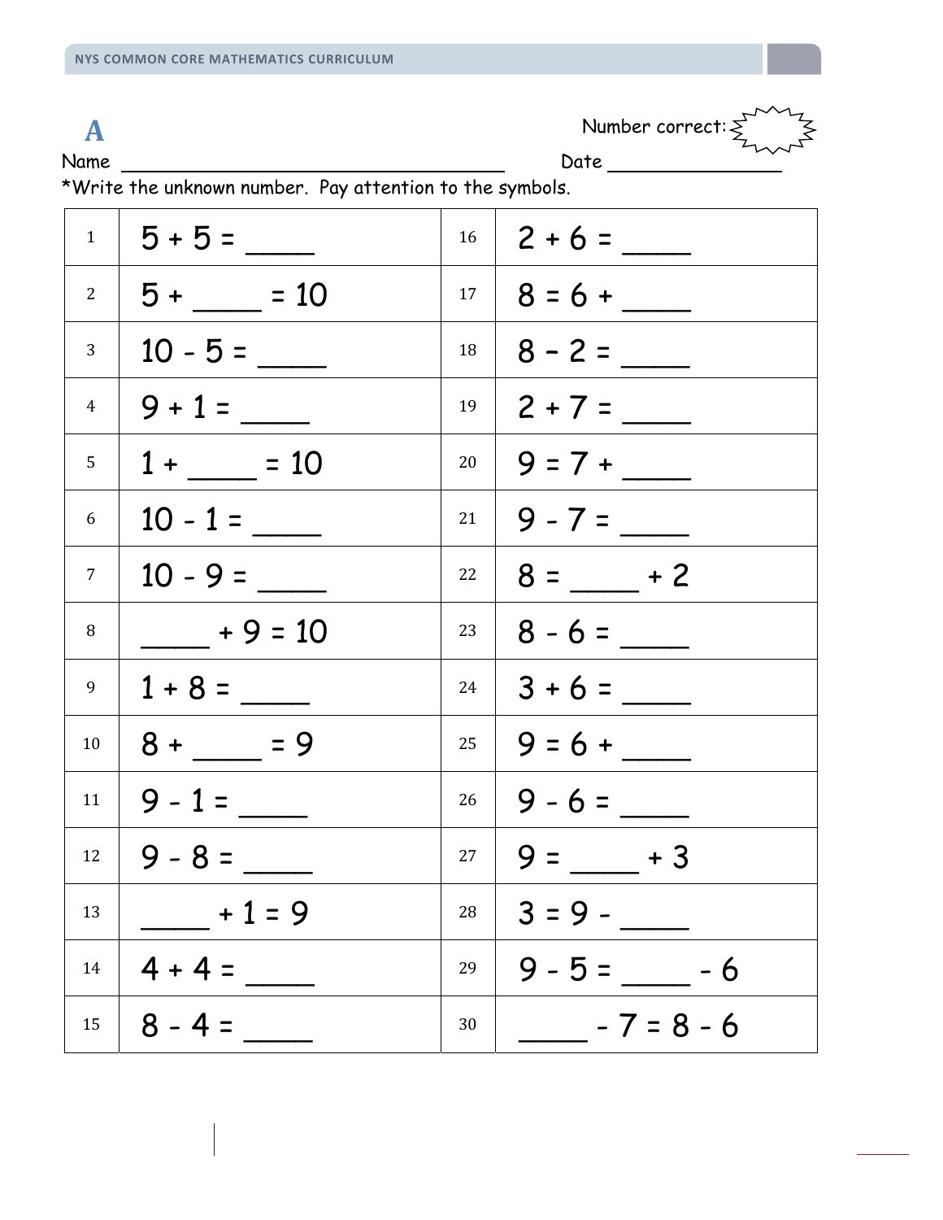# A

Name ______________________________ Number correct: ______ Date ______________

*Write the unknown number. Pay attention to the symbols.

| | | | |
|---|---|---|---|
| 1 | 5 + 5 = ____ | 16 | 2 + 6 = ____ |
| 2 | 5 + ____ = 10 | 17 | 8 = 6 + ____ |
| 3 | 10 - 5 = ____ | 18 | 8 – 2 = ____ |
| 4 | 9 + 1 = ____ | 19 | 2 + 7 = ____ |
| 5 | 1 + ____ = 10 | 20 | 9 = 7 + ____ |
| 6 | 10 - 1 = ____ | 21 | 9 - 7 = ____ |
| 7 | 10 - 9 = ____ | 22 | 8 = ____ + 2 |
| 8 | ____ + 9 = 10 | 23 | 8 - 6 = ____ |
| 9 | 1 + 8 = ____ | 24 | 3 + 6 = ____ |
| 10 | 8 + ____ = 9 | 25 | 9 = 6 + ____ |
| 11 | 9 - 1 = ____ | 26 | 9 - 6 = ____ |
| 12 | 9 - 8 = ____ | 27 | 9 = ____ + 3 |
| 13 | ____ + 1 = 9 | 28 | 3 = 9 - ____ |
| 14 | 4 + 4 = ____ | 29 | 9 - 5 = ____ - 6 |
| 15 | 8 - 4 = ____ | 30 | ____ - 7 = 8 - 6 |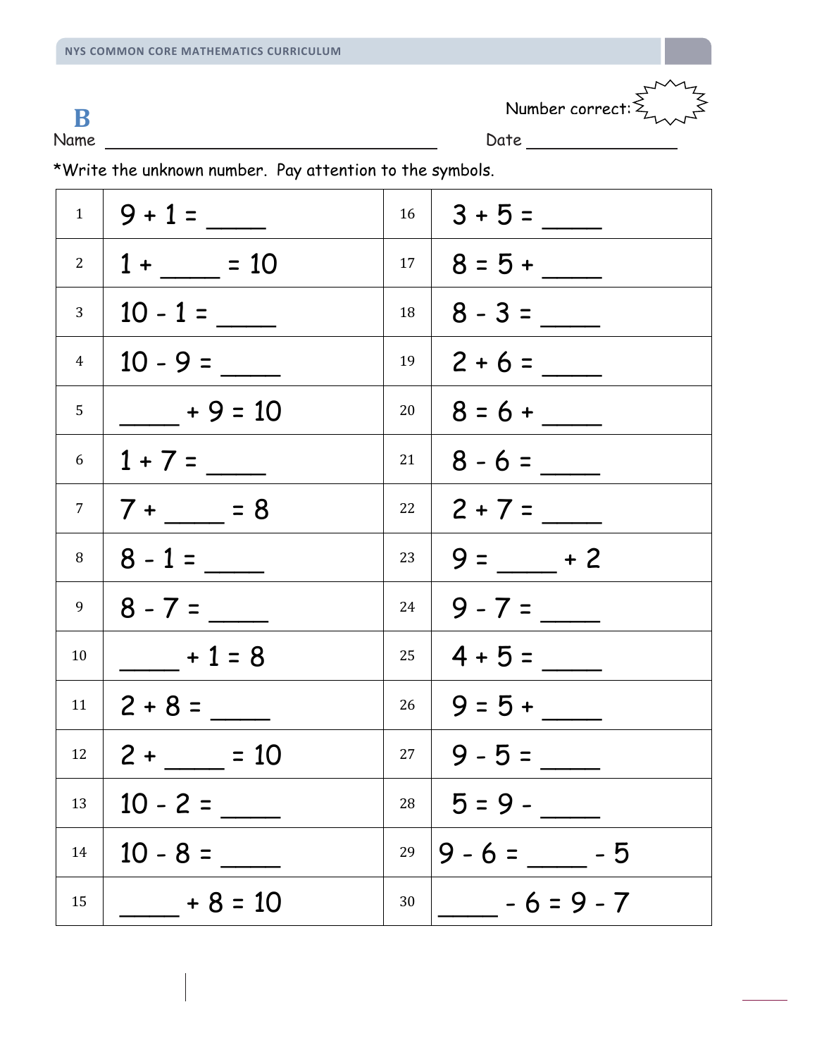**B**

Name ______________________________ Date ________________

Number correct:

*Write the unknown number. Pay attention to the symbols.

| | | | |
|---|---|---|---|
| 1 | 9 + 1 = ____ | 16 | 3 + 5 = ____ |
| 2 | 1 + ____ = 10 | 17 | 8 = 5 + ____ |
| 3 | 10 - 1 = ____ | 18 | 8 - 3 = ____ |
| 4 | 10 - 9 = ____ | 19 | 2 + 6 = ____ |
| 5 | ____ + 9 = 10 | 20 | 8 = 6 + ____ |
| 6 | 1 + 7 = ____ | 21 | 8 - 6 = ____ |
| 7 | 7 + ____ = 8 | 22 | 2 + 7 = ____ |
| 8 | 8 - 1 = ____ | 23 | 9 = ____ + 2 |
| 9 | 8 - 7 = ____ | 24 | 9 - 7 = ____ |
| 10 | ____ + 1 = 8 | 25 | 4 + 5 = ____ |
| 11 | 2 + 8 = ____ | 26 | 9 = 5 + ____ |
| 12 | 2 + ____ = 10 | 27 | 9 - 5 = ____ |
| 13 | 10 - 2 = ____ | 28 | 5 = 9 - ____ |
| 14 | 10 - 8 = ____ | 29 | 9 - 6 = ____ - 5 |
| 15 | ____ + 8 = 10 | 30 | ____ - 6 = 9 - 7 |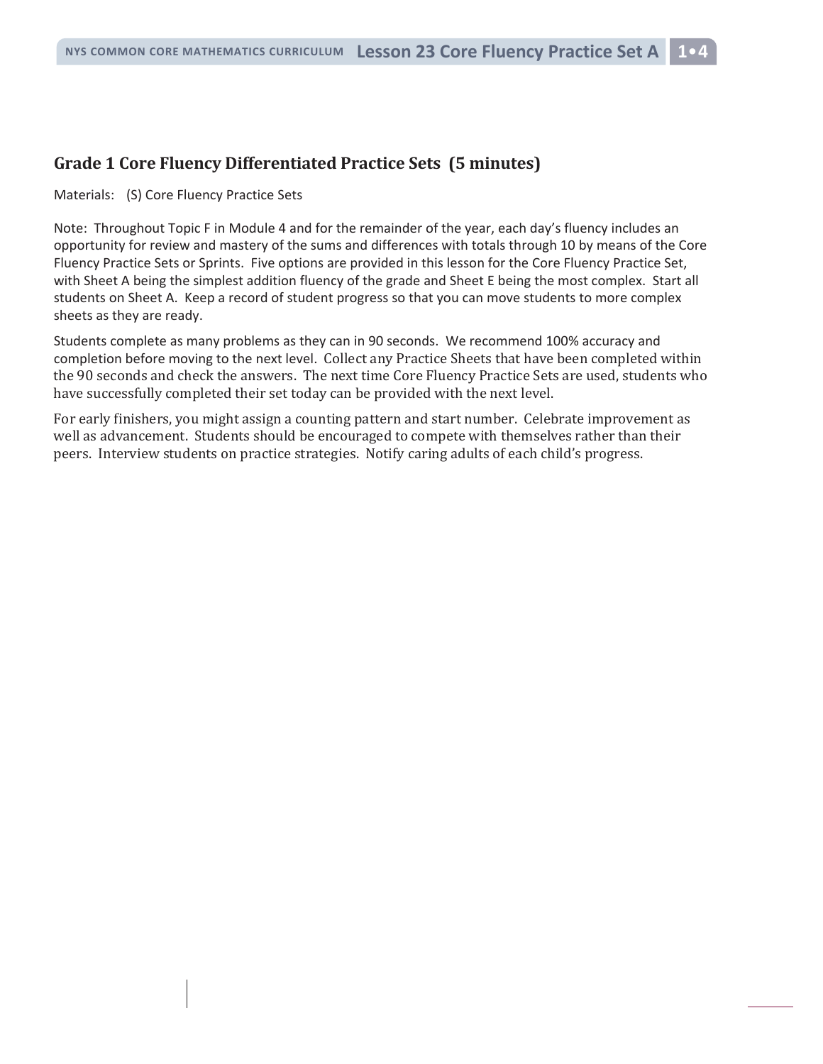## Grade 1 Core Fluency Differentiated Practice Sets (5 minutes)

Materials: (S) Core Fluency Practice Sets

Note: Throughout Topic F in Module 4 and for the remainder of the year, each day's fluency includes an opportunity for review and mastery of the sums and differences with totals through 10 by means of the Core Fluency Practice Sets or Sprints. Five options are provided in this lesson for the Core Fluency Practice Set, with Sheet A being the simplest addition fluency of the grade and Sheet E being the most complex. Start all students on Sheet A. Keep a record of student progress so that you can move students to more complex sheets as they are ready.

Students complete as many problems as they can in 90 seconds. We recommend 100% accuracy and completion before moving to the next level. Collect any Practice Sheets that have been completed within the 90 seconds and check the answers. The next time Core Fluency Practice Sets are used, students who have successfully completed their set today can be provided with the next level.

For early finishers, you might assign a counting pattern and start number. Celebrate improvement as well as advancement. Students should be encouraged to compete with themselves rather than their peers. Interview students on practice strategies. Notify caring adults of each child's progress.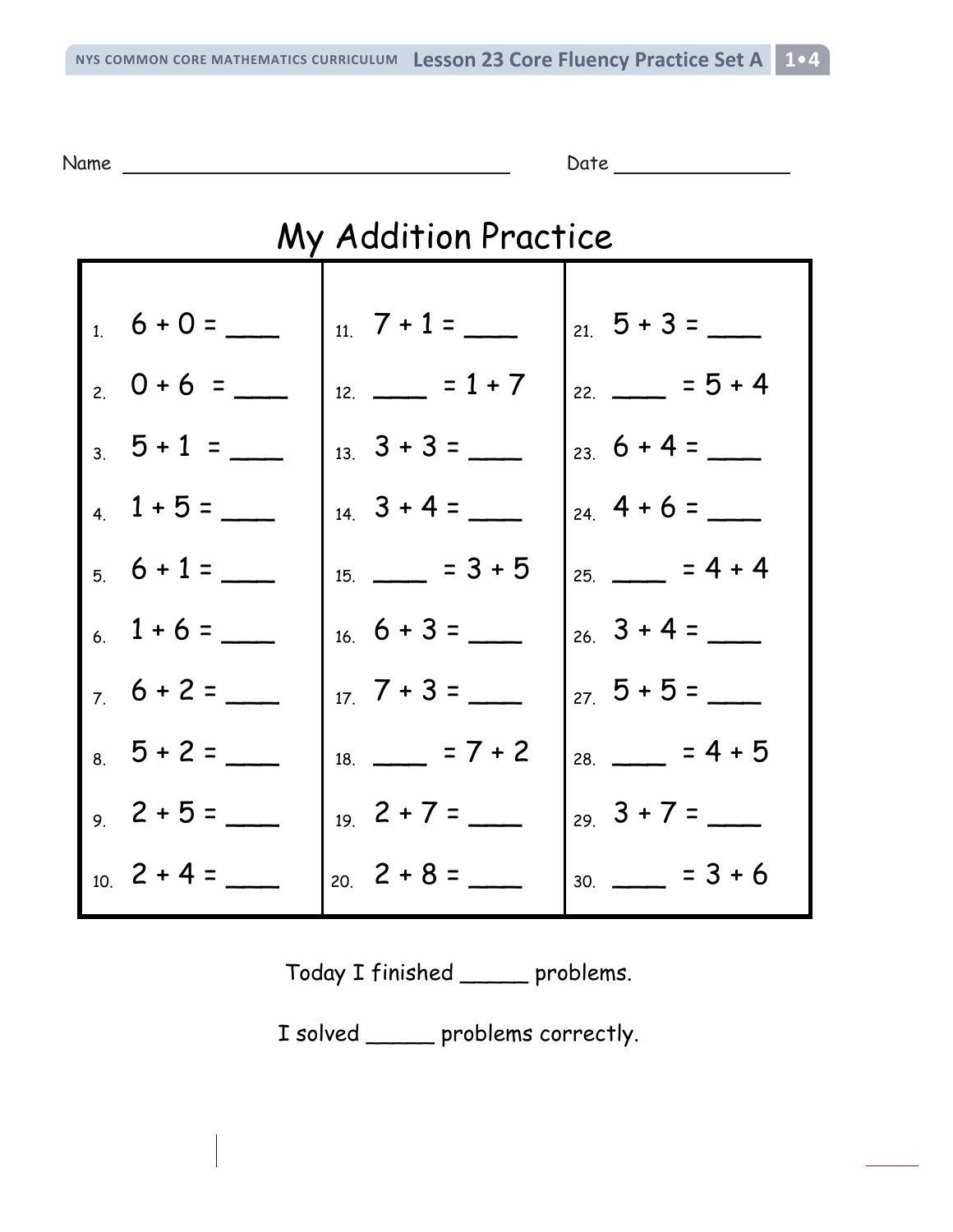Name ________________________________ Date ______________

# My Addition Practice

| | | |
|---|---|---|
| 1. $6 + 0 =$ ___ | 11. $7 + 1 =$ ___ | 21. $5 + 3 =$ ___ |
| 2. $0 + 6 =$ ___ | 12. ___ $= 1 + 7$ | 22. ___ $= 5 + 4$ |
| 3. $5 + 1 =$ ___ | 13. $3 + 3 =$ ___ | 23. $6 + 4 =$ ___ |
| 4. $1 + 5 =$ ___ | 14. $3 + 4 =$ ___ | 24. $4 + 6 =$ ___ |
| 5. $6 + 1 =$ ___ | 15. ___ $= 3 + 5$ | 25. ___ $= 4 + 4$ |
| 6. $1 + 6 =$ ___ | 16. $6 + 3 =$ ___ | 26. $3 + 4 =$ ___ |
| 7. $6 + 2 =$ ___ | 17. $7 + 3 =$ ___ | 27. $5 + 5 =$ ___ |
| 8. $5 + 2 =$ ___ | 18. ___ $= 7 + 2$ | 28. ___ $= 4 + 5$ |
| 9. $2 + 5 =$ ___ | 19. $2 + 7 =$ ___ | 29. $3 + 7 =$ ___ |
| 10. $2 + 4 =$ ___ | 20. $2 + 8 =$ ___ | 30. ___ $= 3 + 6$ |

Today I finished _____ problems.

I solved _____ problems correctly.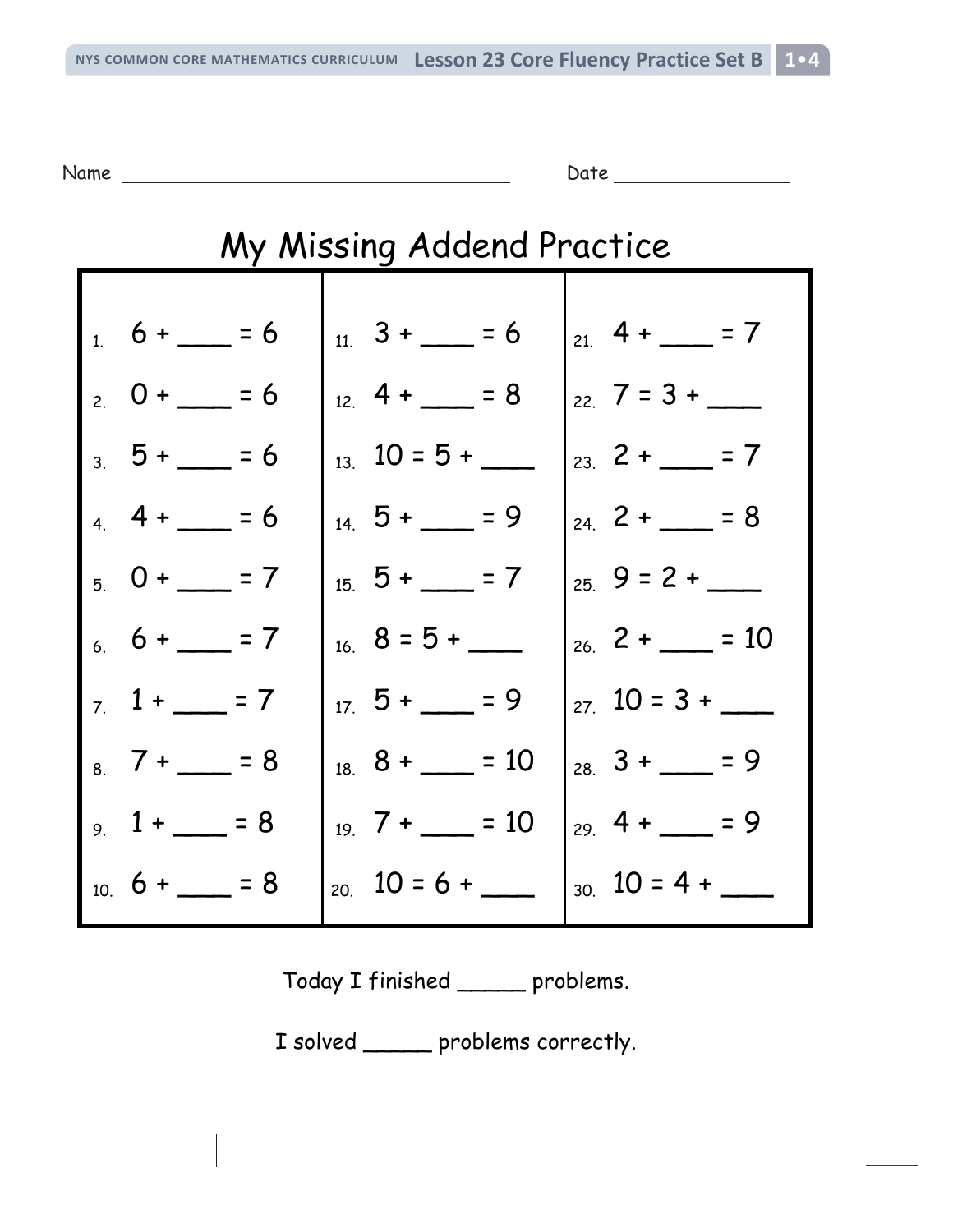Name ______________________ Date ______________

# My Missing Addend Practice

| | | |
|---|---|---|
| 1. $6 + \_\_\_\_ = 6$ | 11. $3 + \_\_\_\_ = 6$ | 21. $4 + \_\_\_\_ = 7$ |
| 2. $0 + \_\_\_\_ = 6$ | 12. $4 + \_\_\_\_ = 8$ | 22. $7 = 3 + \_\_\_\_$ |
| 3. $5 + \_\_\_\_ = 6$ | 13. $10 = 5 + \_\_\_\_$ | 23. $2 + \_\_\_\_ = 7$ |
| 4. $4 + \_\_\_\_ = 6$ | 14. $5 + \_\_\_\_ = 9$ | 24. $2 + \_\_\_\_ = 8$ |
| 5. $0 + \_\_\_\_ = 7$ | 15. $5 + \_\_\_\_ = 7$ | 25. $9 = 2 + \_\_\_\_$ |
| 6. $6 + \_\_\_\_ = 7$ | 16. $8 = 5 + \_\_\_\_$ | 26. $2 + \_\_\_\_ = 10$ |
| 7. $1 + \_\_\_\_ = 7$ | 17. $5 + \_\_\_\_ = 9$ | 27. $10 = 3 + \_\_\_\_$ |
| 8. $7 + \_\_\_\_ = 8$ | 18. $8 + \_\_\_\_ = 10$ | 28. $3 + \_\_\_\_ = 9$ |
| 9. $1 + \_\_\_\_ = 8$ | 19. $7 + \_\_\_\_ = 10$ | 29. $4 + \_\_\_\_ = 9$ |
| 10. $6 + \_\_\_\_ = 8$ | 20. $10 = 6 + \_\_\_\_$ | 30. $10 = 4 + \_\_\_\_$ |

Today I finished _____ problems.

I solved _____ problems correctly.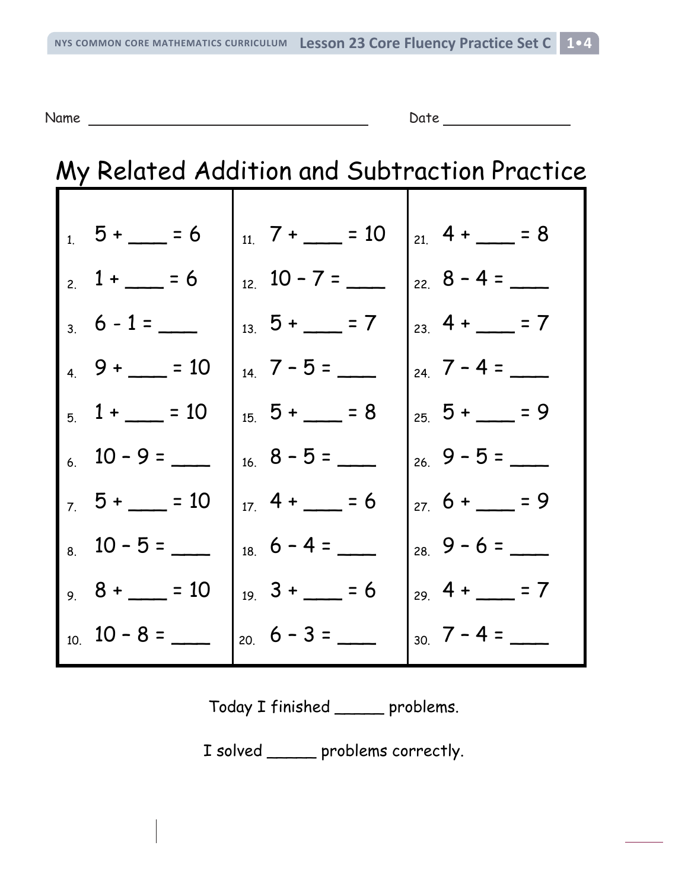Name ______________________________ Date ______________

# My Related Addition and Subtraction Practice

| | | |
|---|---|---|
| 1. 5 + ____ = 6 | 11. 7 + ____ = 10 | 21. 4 + ____ = 8 |
| 2. 1 + ____ = 6 | 12. 10 – 7 = ____ | 22. 8 – 4 = ____ |
| 3. 6 - 1 = ____ | 13. 5 + ____ = 7 | 23. 4 + ____ = 7 |
| 4. 9 + ____ = 10 | 14. 7 – 5 = ____ | 24. 7 – 4 = ____ |
| 5. 1 + ____ = 10 | 15. 5 + ____ = 8 | 25. 5 + ____ = 9 |
| 6. 10 – 9 = ____ | 16. 8 – 5 = ____ | 26. 9 – 5 = ____ |
| 7. 5 + ____ = 10 | 17. 4 + ____ = 6 | 27. 6 + ____ = 9 |
| 8. 10 – 5 = ____ | 18. 6 – 4 = ____ | 28. 9 – 6 = ____ |
| 9. 8 + ____ = 10 | 19. 3 + ____ = 6 | 29. 4 + ____ = 7 |
| 10. 10 – 8 = ____ | 20. 6 – 3 = ____ | 30. 7 – 4 = ____ |

Today I finished _____ problems.

I solved _____ problems correctly.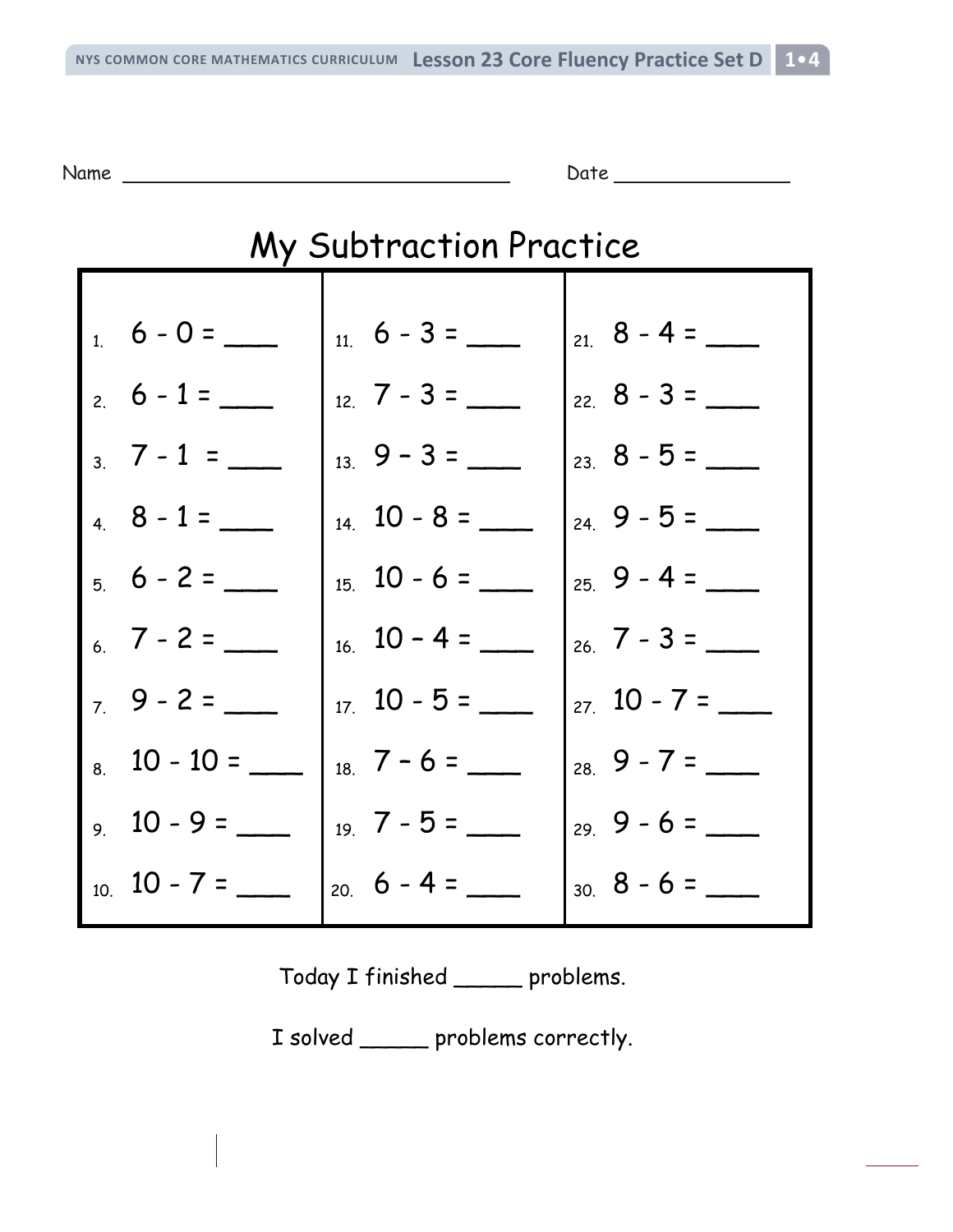Name ______________________________ Date ________________

# My Subtraction Practice

| | | |
|---|---|---|
| 1. $6 - 0 =$ ____ | 11. $6 - 3 =$ ____ | 21. $8 - 4 =$ ____ |
| 2. $6 - 1 =$ ____ | 12. $7 - 3 =$ ____ | 22. $8 - 3 =$ ____ |
| 3. $7 - 1 =$ ____ | 13. $9 - 3 =$ ____ | 23. $8 - 5 =$ ____ |
| 4. $8 - 1 =$ ____ | 14. $10 - 8 =$ ____ | 24. $9 - 5 =$ ____ |
| 5. $6 - 2 =$ ____ | 15. $10 - 6 =$ ____ | 25. $9 - 4 =$ ____ |
| 6. $7 - 2 =$ ____ | 16. $10 - 4 =$ ____ | 26. $7 - 3 =$ ____ |
| 7. $9 - 2 =$ ____ | 17. $10 - 5 =$ ____ | 27. $10 - 7 =$ ____ |
| 8. $10 - 10 =$ ____ | 18. $7 - 6 =$ ____ | 28. $9 - 7 =$ ____ |
| 9. $10 - 9 =$ ____ | 19. $7 - 5 =$ ____ | 29. $9 - 6 =$ ____ |
| 10. $10 - 7 =$ ____ | 20. $6 - 4 =$ ____ | 30. $8 - 6 =$ ____ |

Today I finished _____ problems.

I solved _____ problems correctly.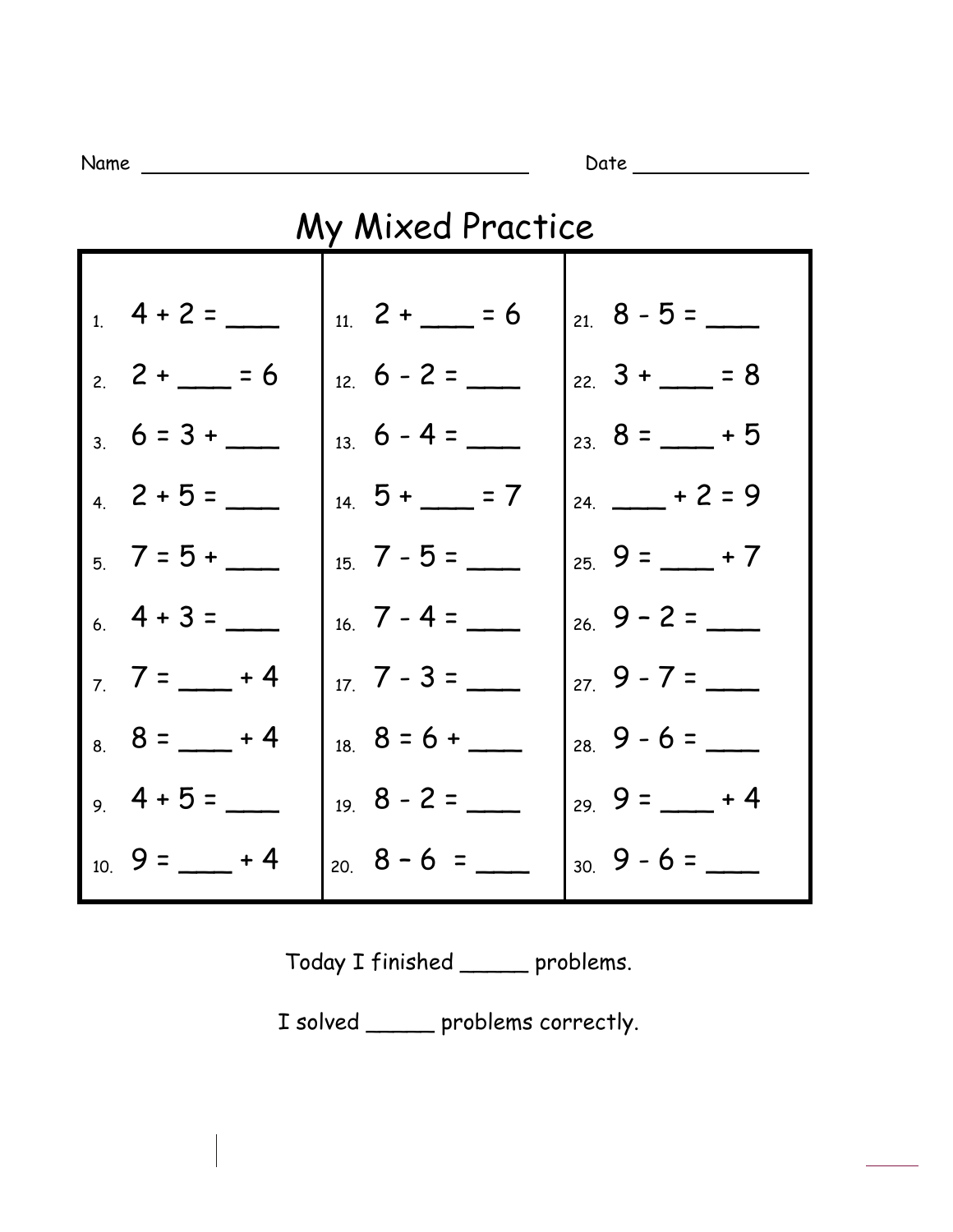Name ______________________________ Date ______________

# My Mixed Practice

| | | |
|---|---|---|
| 1. $4 + 2 =$ ____ | 11. $2 +$ ____ $= 6$ | 21. $8 - 5 =$ ____ |
| 2. $2 +$ ____ $= 6$ | 12. $6 - 2 =$ ____ | 22. $3 +$ ____ $= 8$ |
| 3. $6 = 3 +$ ____ | 13. $6 - 4 =$ ____ | 23. $8 =$ ____ $+ 5$ |
| 4. $2 + 5 =$ ____ | 14. $5 +$ ____ $= 7$ | 24. ____ $+ 2 = 9$ |
| 5. $7 = 5 +$ ____ | 15. $7 - 5 =$ ____ | 25. $9 =$ ____ $+ 7$ |
| 6. $4 + 3 =$ ____ | 16. $7 - 4 =$ ____ | 26. $9 - 2 =$ ____ |
| 7. $7 =$ ____ $+ 4$ | 17. $7 - 3 =$ ____ | 27. $9 - 7 =$ ____ |
| 8. $8 =$ ____ $+ 4$ | 18. $8 = 6 +$ ____ | 28. $9 - 6 =$ ____ |
| 9. $4 + 5 =$ ____ | 19. $8 - 2 =$ ____ | 29. $9 =$ ____ $+ 4$ |
| 10. $9 =$ ____ $+ 4$ | 20. $8 - 6 =$ ____ | 30. $9 - 6 =$ ____ |

Today I finished _____ problems.

I solved _____ problems correctly.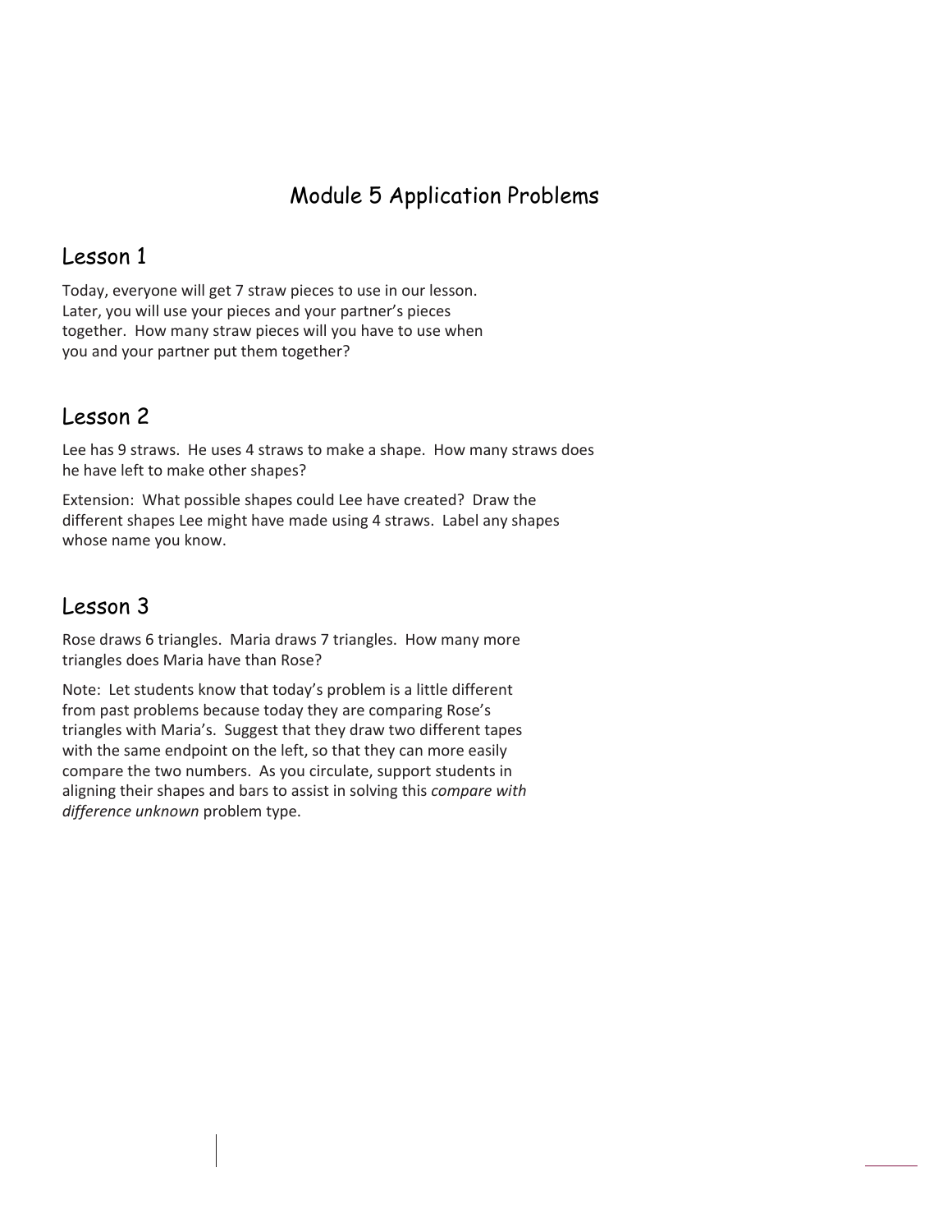# Module 5 Application Problems

## Lesson 1

Today, everyone will get 7 straw pieces to use in our lesson. Later, you will use your pieces and your partner's pieces together. How many straw pieces will you have to use when you and your partner put them together?

## Lesson 2

Lee has 9 straws. He uses 4 straws to make a shape. How many straws does he have left to make other shapes?

Extension: What possible shapes could Lee have created? Draw the different shapes Lee might have made using 4 straws. Label any shapes whose name you know.

## Lesson 3

Rose draws 6 triangles. Maria draws 7 triangles. How many more triangles does Maria have than Rose?

Note: Let students know that today's problem is a little different from past problems because today they are comparing Rose's triangles with Maria's. Suggest that they draw two different tapes with the same endpoint on the left, so that they can more easily compare the two numbers. As you circulate, support students in aligning their shapes and bars to assist in solving this *compare with difference unknown* problem type.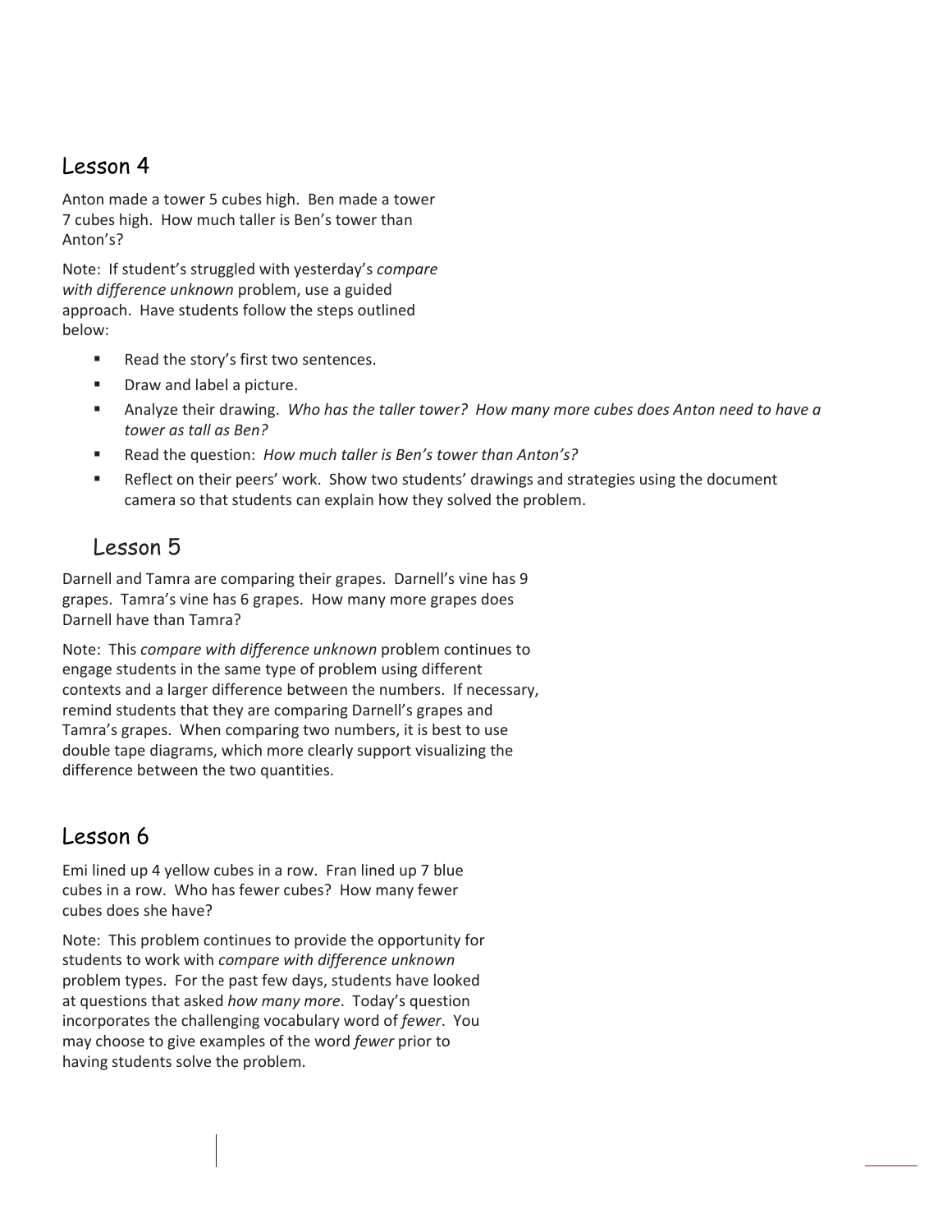## Lesson 4

Anton made a tower 5 cubes high. Ben made a tower 7 cubes high. How much taller is Ben's tower than Anton's?

Note: If student's struggled with yesterday's *compare with difference unknown* problem, use a guided approach. Have students follow the steps outlined below:

- Read the story's first two sentences.
- Draw and label a picture.
- Analyze their drawing. *Who has the taller tower? How many more cubes does Anton need to have a tower as tall as Ben?*
- Read the question: *How much taller is Ben's tower than Anton's?*
- Reflect on their peers' work. Show two students' drawings and strategies using the document camera so that students can explain how they solved the problem.

## Lesson 5

Darnell and Tamra are comparing their grapes. Darnell's vine has 9 grapes. Tamra's vine has 6 grapes. How many more grapes does Darnell have than Tamra?

Note: This *compare with difference unknown* problem continues to engage students in the same type of problem using different contexts and a larger difference between the numbers. If necessary, remind students that they are comparing Darnell's grapes and Tamra's grapes. When comparing two numbers, it is best to use double tape diagrams, which more clearly support visualizing the difference between the two quantities.

## Lesson 6

Emi lined up 4 yellow cubes in a row. Fran lined up 7 blue cubes in a row. Who has fewer cubes? How many fewer cubes does she have?

Note: This problem continues to provide the opportunity for students to work with *compare with difference unknown* problem types. For the past few days, students have looked at questions that asked *how many more*. Today's question incorporates the challenging vocabulary word of *fewer*. You may choose to give examples of the word *fewer* prior to having students solve the problem.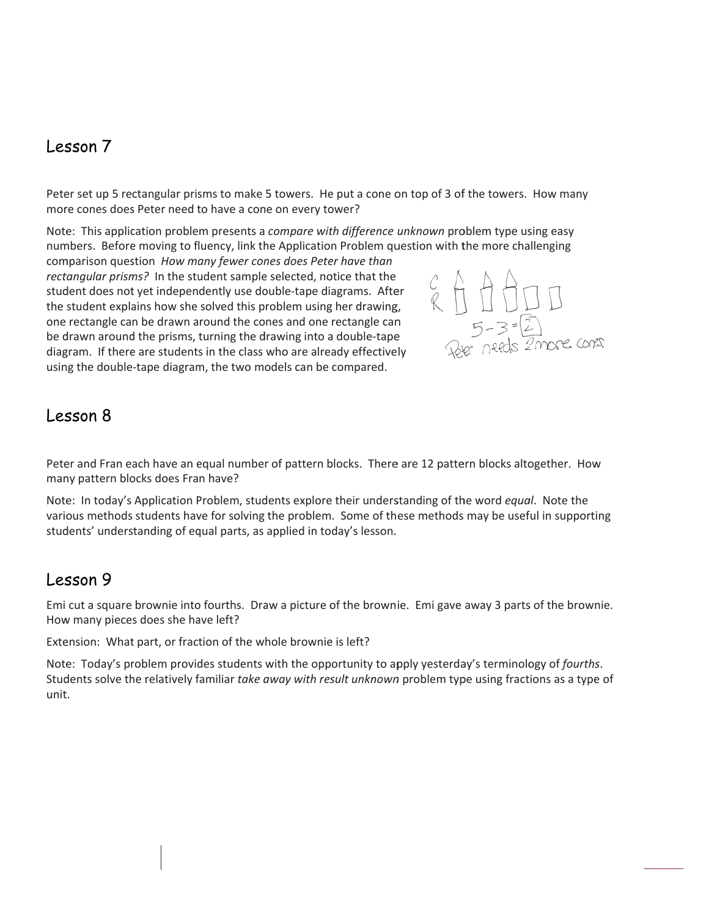## Lesson 7

Peter set up 5 rectangular prisms to make 5 towers. He put a cone on top of 3 of the towers. How many more cones does Peter need to have a cone on every tower?

Note: This application problem presents a *compare with difference unknown* problem type using easy numbers. Before moving to fluency, link the Application Problem question with the more challenging comparison question *How many fewer cones does Peter have than rectangular prisms?* In the student sample selected, notice that the student does not yet independently use double-tape diagrams. After the student explains how she solved this problem using her drawing, one rectangle can be drawn around the cones and one rectangle can be drawn around the prisms, turning the drawing into a double-tape diagram. If there are students in the class who are already effectively using the double-tape diagram, the two models can be compared.

C
R

$5 - 3 = 2$

Peter needs 2 more cones.

## Lesson 8

Peter and Fran each have an equal number of pattern blocks. There are 12 pattern blocks altogether. How many pattern blocks does Fran have?

Note: In today's Application Problem, students explore their understanding of the word *equal*. Note the various methods students have for solving the problem. Some of these methods may be useful in supporting students' understanding of equal parts, as applied in today's lesson.

## Lesson 9

Emi cut a square brownie into fourths. Draw a picture of the brownie. Emi gave away 3 parts of the brownie. How many pieces does she have left?

Extension: What part, or fraction of the whole brownie is left?

Note: Today's problem provides students with the opportunity to apply yesterday's terminology of *fourths*. Students solve the relatively familiar *take away with result unknown* problem type using fractions as a type of unit.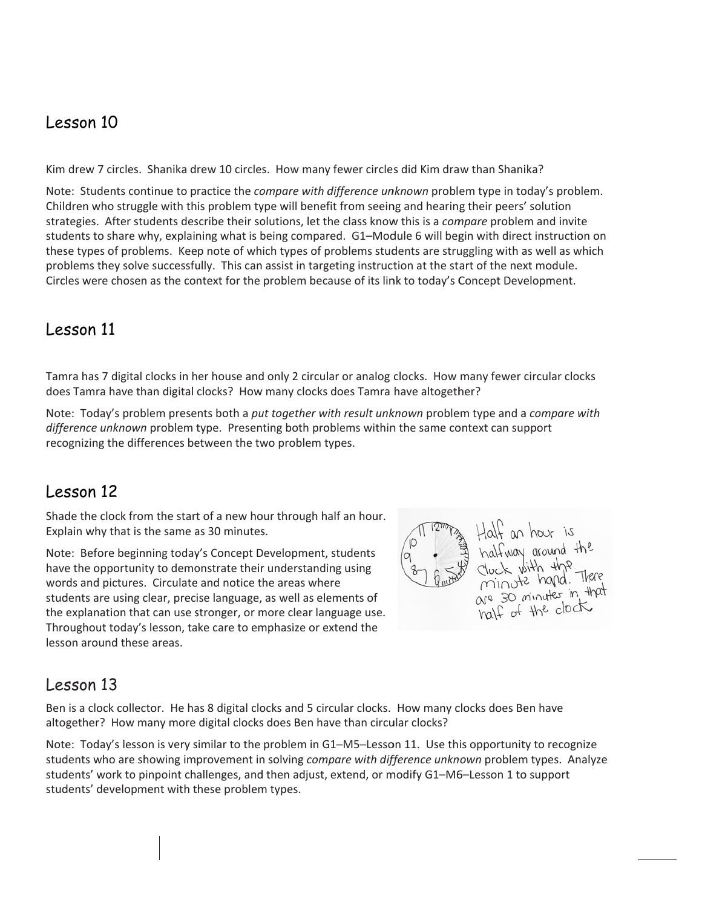## Lesson 10

Kim drew 7 circles. Shanika drew 10 circles. How many fewer circles did Kim draw than Shanika?

Note: Students continue to practice the *compare with difference unknown* problem type in today's problem. Children who struggle with this problem type will benefit from seeing and hearing their peers' solution strategies. After students describe their solutions, let the class know this is a *compare* problem and invite students to share why, explaining what is being compared. G1–Module 6 will begin with direct instruction on these types of problems. Keep note of which types of problems students are struggling with as well as which problems they solve successfully. This can assist in targeting instruction at the start of the next module. Circles were chosen as the context for the problem because of its link to today's Concept Development.

## Lesson 11

Tamra has 7 digital clocks in her house and only 2 circular or analog clocks. How many fewer circular clocks does Tamra have than digital clocks? How many clocks does Tamra have altogether?

Note: Today's problem presents both a *put together with result unknown* problem type and a *compare with difference unknown* problem type. Presenting both problems within the same context can support recognizing the differences between the two problem types.

## Lesson 12

Shade the clock from the start of a new hour through half an hour. Explain why that is the same as 30 minutes.

Half an hour is halfway around the clock with the minute hand. There are 30 minutes in that half of the clock.

Note: Before beginning today's Concept Development, students have the opportunity to demonstrate their understanding using words and pictures. Circulate and notice the areas where students are using clear, precise language, as well as elements of the explanation that can use stronger, or more clear language use. Throughout today's lesson, take care to emphasize or extend the lesson around these areas.

## Lesson 13

Ben is a clock collector. He has 8 digital clocks and 5 circular clocks. How many clocks does Ben have altogether? How many more digital clocks does Ben have than circular clocks?

Note: Today's lesson is very similar to the problem in G1–M5–Lesson 11. Use this opportunity to recognize students who are showing improvement in solving *compare with difference unknown* problem types. Analyze students' work to pinpoint challenges, and then adjust, extend, or modify G1–M6–Lesson 1 to support students' development with these problem types.